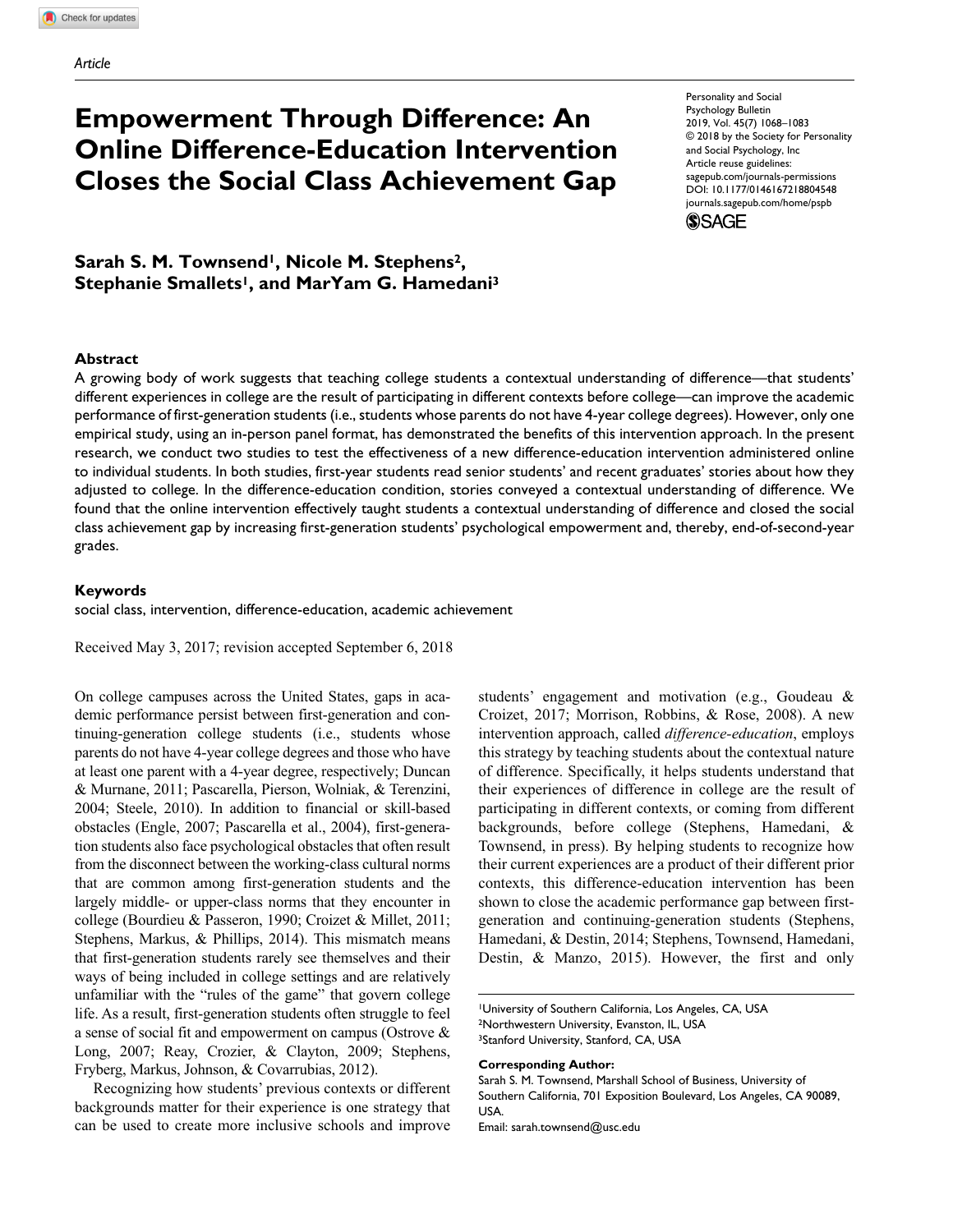Article

# Empowerment Through Difference: An Online Difference-Education Intervention Closes the Social Class Achievement Gap

Personality and Social Psychology Bulletin
2019, Vol. 45(7) 1068–1083
© 2018 by the Society for Personality and Social Psychology, Inc
Article reuse guidelines: sagepub.com/journals-permissions
DOI: 10.1177/0146167218804548
journals.sagepub.com/home/pspb

**Sarah S. M. Townsend[1], Nicole M. Stephens[2], Stephanie Smallets[1], and MarYam G. Hamedani[3]**

## Abstract

A growing body of work suggests that teaching college students a contextual understanding of difference—that students' different experiences in college are the result of participating in different contexts before college—can improve the academic performance of first-generation students (i.e., students whose parents do not have 4-year college degrees). However, only one empirical study, using an in-person panel format, has demonstrated the benefits of this intervention approach. In the present research, we conduct two studies to test the effectiveness of a new difference-education intervention administered online to individual students. In both studies, first-year students read senior students' and recent graduates' stories about how they adjusted to college. In the difference-education condition, stories conveyed a contextual understanding of difference. We found that the online intervention effectively taught students a contextual understanding of difference and closed the social class achievement gap by increasing first-generation students' psychological empowerment and, thereby, end-of-second-year grades.

## Keywords

social class, intervention, difference-education, academic achievement

Received May 3, 2017; revision accepted September 6, 2018

On college campuses across the United States, gaps in academic performance persist between first-generation and continuing-generation college students (i.e., students whose parents do not have 4-year college degrees and those who have at least one parent with a 4-year degree, respectively; Duncan & Murnane, 2011; Pascarella, Pierson, Wolniak, & Terenzini, 2004; Steele, 2010). In addition to financial or skill-based obstacles (Engle, 2007; Pascarella et al., 2004), first-generation students also face psychological obstacles that often result from the disconnect between the working-class cultural norms that are common among first-generation students and the largely middle- or upper-class norms that they encounter in college (Bourdieu & Passeron, 1990; Croizet & Millet, 2011; Stephens, Markus, & Phillips, 2014). This mismatch means that first-generation students rarely see themselves and their ways of being included in college settings and are relatively unfamiliar with the "rules of the game" that govern college life. As a result, first-generation students often struggle to feel a sense of social fit and empowerment on campus (Ostrove & Long, 2007; Reay, Crozier, & Clayton, 2009; Stephens, Fryberg, Markus, Johnson, & Covarrubias, 2012).

Recognizing how students' previous contexts or different backgrounds matter for their experience is one strategy that can be used to create more inclusive schools and improve students' engagement and motivation (e.g., Goudeau & Croizet, 2017; Morrison, Robbins, & Rose, 2008). A new intervention approach, called *difference-education*, employs this strategy by teaching students about the contextual nature of difference. Specifically, it helps students understand that their experiences of difference in college are the result of participating in different contexts, or coming from different backgrounds, before college (Stephens, Hamedani, & Townsend, in press). By helping students to recognize how their current experiences are a product of their different prior contexts, this difference-education intervention has been shown to close the academic performance gap between first-generation and continuing-generation students (Stephens, Hamedani, & Destin, 2014; Stephens, Townsend, Hamedani, Destin, & Manzo, 2015). However, the first and only

[1]University of Southern California, Los Angeles, CA, USA
[2]Northwestern University, Evanston, IL, USA
[3]Stanford University, Stanford, CA, USA

**Corresponding Author:**
Sarah S. M. Townsend, Marshall School of Business, University of Southern California, 701 Exposition Boulevard, Los Angeles, CA 90089, USA.
Email: sarah.townsend@usc.edu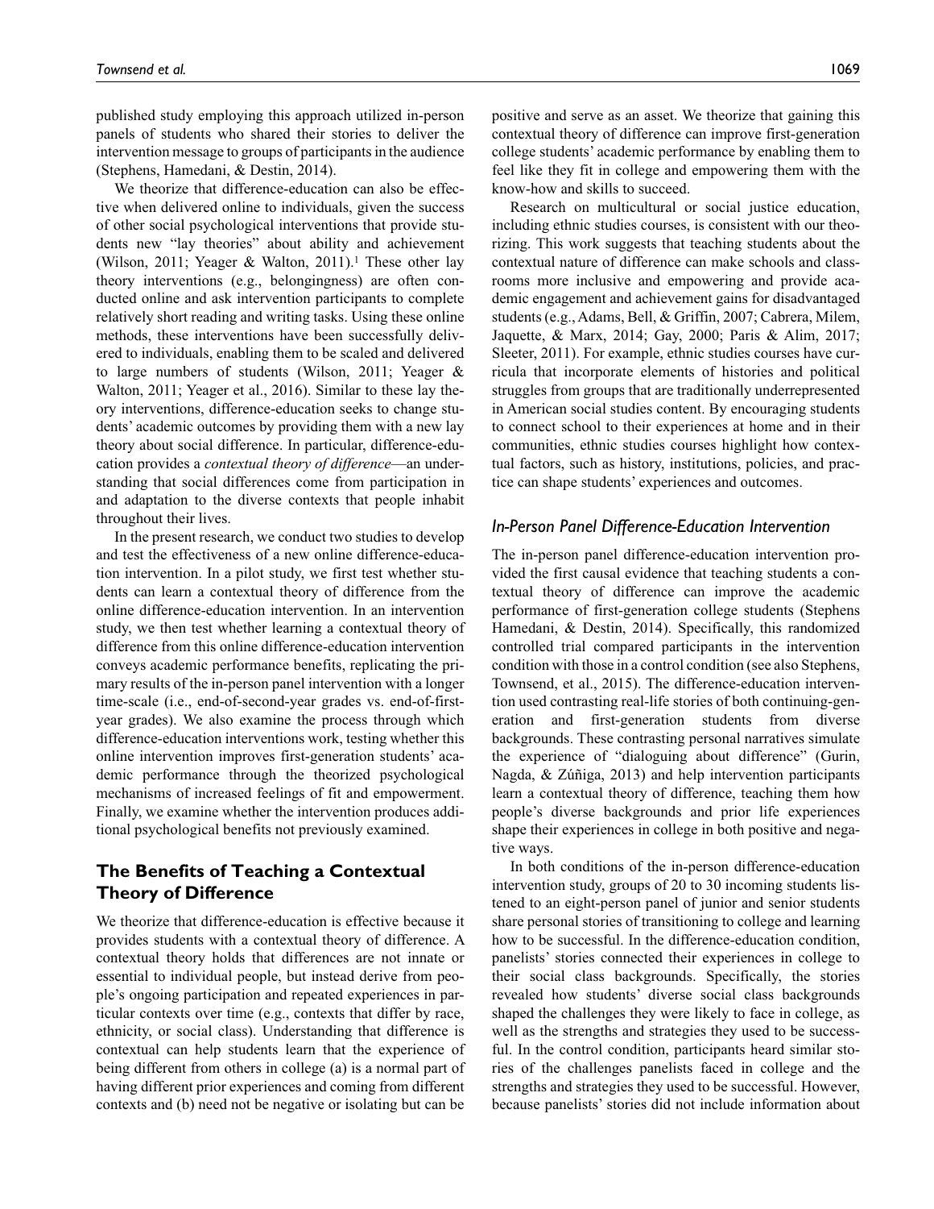published study employing this approach utilized in-person panels of students who shared their stories to deliver the intervention message to groups of participants in the audience (Stephens, Hamedani, & Destin, 2014).

We theorize that difference-education can also be effective when delivered online to individuals, given the success of other social psychological interventions that provide students new "lay theories" about ability and achievement (Wilson, 2011; Yeager & Walton, 2011).[1] These other lay theory interventions (e.g., belongingness) are often conducted online and ask intervention participants to complete relatively short reading and writing tasks. Using these online methods, these interventions have been successfully delivered to individuals, enabling them to be scaled and delivered to large numbers of students (Wilson, 2011; Yeager & Walton, 2011; Yeager et al., 2016). Similar to these lay theory interventions, difference-education seeks to change students' academic outcomes by providing them with a new lay theory about social difference. In particular, difference-education provides a *contextual theory of difference*—an understanding that social differences come from participation in and adaptation to the diverse contexts that people inhabit throughout their lives.

In the present research, we conduct two studies to develop and test the effectiveness of a new online difference-education intervention. In a pilot study, we first test whether students can learn a contextual theory of difference from the online difference-education intervention. In an intervention study, we then test whether learning a contextual theory of difference from this online difference-education intervention conveys academic performance benefits, replicating the primary results of the in-person panel intervention with a longer time-scale (i.e., end-of-second-year grades vs. end-of-first-year grades). We also examine the process through which difference-education interventions work, testing whether this online intervention improves first-generation students' academic performance through the theorized psychological mechanisms of increased feelings of fit and empowerment. Finally, we examine whether the intervention produces additional psychological benefits not previously examined.

## The Benefits of Teaching a Contextual Theory of Difference

We theorize that difference-education is effective because it provides students with a contextual theory of difference. A contextual theory holds that differences are not innate or essential to individual people, but instead derive from people's ongoing participation and repeated experiences in particular contexts over time (e.g., contexts that differ by race, ethnicity, or social class). Understanding that difference is contextual can help students learn that the experience of being different from others in college (a) is a normal part of having different prior experiences and coming from different contexts and (b) need not be negative or isolating but can be positive and serve as an asset. We theorize that gaining this contextual theory of difference can improve first-generation college students' academic performance by enabling them to feel like they fit in college and empowering them with the know-how and skills to succeed.

Research on multicultural or social justice education, including ethnic studies courses, is consistent with our theorizing. This work suggests that teaching students about the contextual nature of difference can make schools and classrooms more inclusive and empowering and provide academic engagement and achievement gains for disadvantaged students (e.g., Adams, Bell, & Griffin, 2007; Cabrera, Milem, Jaquette, & Marx, 2014; Gay, 2000; Paris & Alim, 2017; Sleeter, 2011). For example, ethnic studies courses have curricula that incorporate elements of histories and political struggles from groups that are traditionally underrepresented in American social studies content. By encouraging students to connect school to their experiences at home and in their communities, ethnic studies courses highlight how contextual factors, such as history, institutions, policies, and practice can shape students' experiences and outcomes.

### In-Person Panel Difference-Education Intervention

The in-person panel difference-education intervention provided the first causal evidence that teaching students a contextual theory of difference can improve the academic performance of first-generation college students (Stephens Hamedani, & Destin, 2014). Specifically, this randomized controlled trial compared participants in the intervention condition with those in a control condition (see also Stephens, Townsend, et al., 2015). The difference-education intervention used contrasting real-life stories of both continuing-generation and first-generation students from diverse backgrounds. These contrasting personal narratives simulate the experience of "dialoguing about difference" (Gurin, Nagda, & Zúñiga, 2013) and help intervention participants learn a contextual theory of difference, teaching them how people's diverse backgrounds and prior life experiences shape their experiences in college in both positive and negative ways.

In both conditions of the in-person difference-education intervention study, groups of 20 to 30 incoming students listened to an eight-person panel of junior and senior students share personal stories of transitioning to college and learning how to be successful. In the difference-education condition, panelists' stories connected their experiences in college to their social class backgrounds. Specifically, the stories revealed how students' diverse social class backgrounds shaped the challenges they were likely to face in college, as well as the strengths and strategies they used to be successful. In the control condition, participants heard similar stories of the challenges panelists faced in college and the strengths and strategies they used to be successful. However, because panelists' stories did not include information about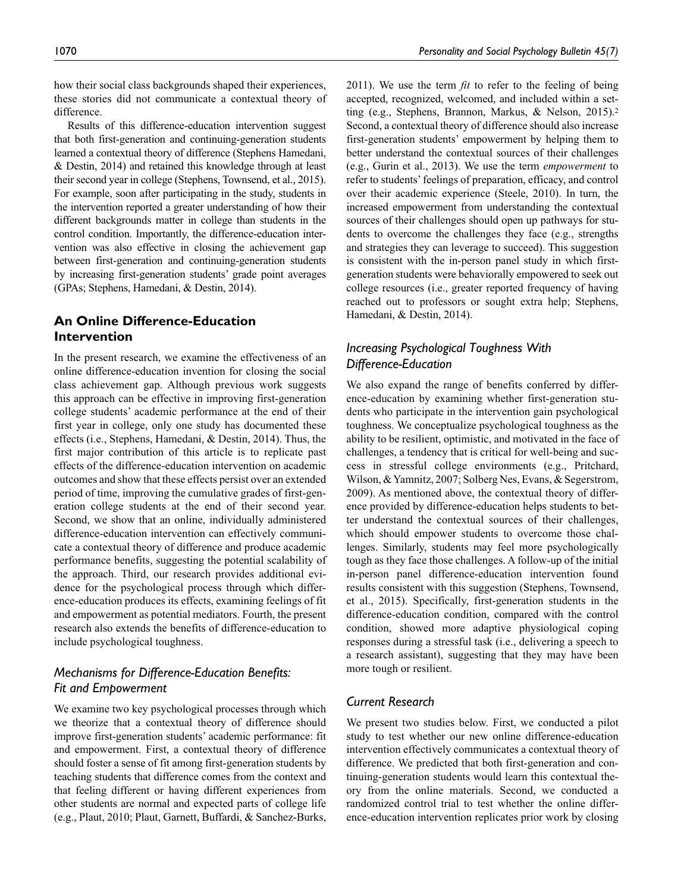how their social class backgrounds shaped their experiences, these stories did not communicate a contextual theory of difference.

Results of this difference-education intervention suggest that both first-generation and continuing-generation students learned a contextual theory of difference (Stephens Hamedani, & Destin, 2014) and retained this knowledge through at least their second year in college (Stephens, Townsend, et al., 2015). For example, soon after participating in the study, students in the intervention reported a greater understanding of how their different backgrounds matter in college than students in the control condition. Importantly, the difference-education intervention was also effective in closing the achievement gap between first-generation and continuing-generation students by increasing first-generation students' grade point averages (GPAs; Stephens, Hamedani, & Destin, 2014).

## An Online Difference-Education Intervention

In the present research, we examine the effectiveness of an online difference-education invention for closing the social class achievement gap. Although previous work suggests this approach can be effective in improving first-generation college students' academic performance at the end of their first year in college, only one study has documented these effects (i.e., Stephens, Hamedani, & Destin, 2014). Thus, the first major contribution of this article is to replicate past effects of the difference-education intervention on academic outcomes and show that these effects persist over an extended period of time, improving the cumulative grades of first-generation college students at the end of their second year. Second, we show that an online, individually administered difference-education intervention can effectively communicate a contextual theory of difference and produce academic performance benefits, suggesting the potential scalability of the approach. Third, our research provides additional evidence for the psychological process through which difference-education produces its effects, examining feelings of fit and empowerment as potential mediators. Fourth, the present research also extends the benefits of difference-education to include psychological toughness.

### Mechanisms for Difference-Education Benefits: Fit and Empowerment

We examine two key psychological processes through which we theorize that a contextual theory of difference should improve first-generation students' academic performance: fit and empowerment. First, a contextual theory of difference should foster a sense of fit among first-generation students by teaching students that difference comes from the context and that feeling different or having different experiences from other students are normal and expected parts of college life (e.g., Plaut, 2010; Plaut, Garnett, Buffardi, & Sanchez-Burks, 2011). We use the term *fit* to refer to the feeling of being accepted, recognized, welcomed, and included within a setting (e.g., Stephens, Brannon, Markus, & Nelson, 2015).[2] Second, a contextual theory of difference should also increase first-generation students' empowerment by helping them to better understand the contextual sources of their challenges (e.g., Gurin et al., 2013). We use the term *empowerment* to refer to students' feelings of preparation, efficacy, and control over their academic experience (Steele, 2010). In turn, the increased empowerment from understanding the contextual sources of their challenges should open up pathways for students to overcome the challenges they face (e.g., strengths and strategies they can leverage to succeed). This suggestion is consistent with the in-person panel study in which first-generation students were behaviorally empowered to seek out college resources (i.e., greater reported frequency of having reached out to professors or sought extra help; Stephens, Hamedani, & Destin, 2014).

### Increasing Psychological Toughness With Difference-Education

We also expand the range of benefits conferred by difference-education by examining whether first-generation students who participate in the intervention gain psychological toughness. We conceptualize psychological toughness as the ability to be resilient, optimistic, and motivated in the face of challenges, a tendency that is critical for well-being and success in stressful college environments (e.g., Pritchard, Wilson, & Yamnitz, 2007; Solberg Nes, Evans, & Segerstrom, 2009). As mentioned above, the contextual theory of difference provided by difference-education helps students to better understand the contextual sources of their challenges, which should empower students to overcome those challenges. Similarly, students may feel more psychologically tough as they face those challenges. A follow-up of the initial in-person panel difference-education intervention found results consistent with this suggestion (Stephens, Townsend, et al., 2015). Specifically, first-generation students in the difference-education condition, compared with the control condition, showed more adaptive physiological coping responses during a stressful task (i.e., delivering a speech to a research assistant), suggesting that they may have been more tough or resilient.

### Current Research

We present two studies below. First, we conducted a pilot study to test whether our new online difference-education intervention effectively communicates a contextual theory of difference. We predicted that both first-generation and continuing-generation students would learn this contextual theory from the online materials. Second, we conducted a randomized control trial to test whether the online difference-education intervention replicates prior work by closing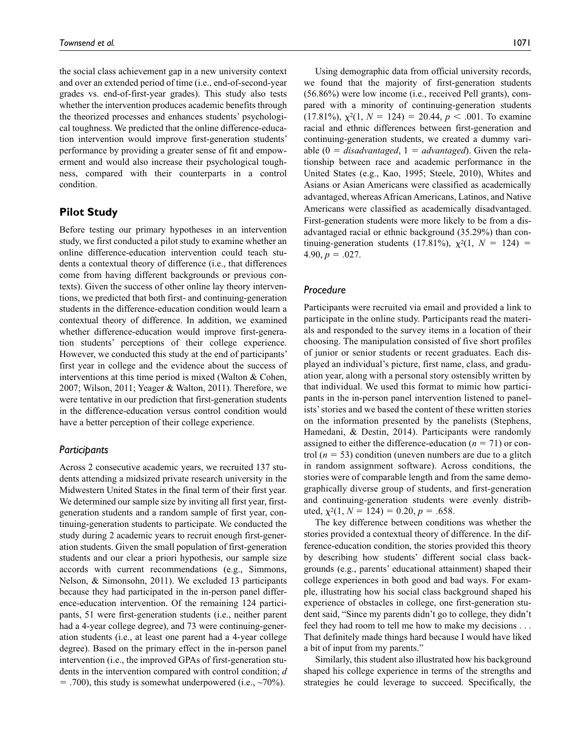the social class achievement gap in a new university context and over an extended period of time (i.e., end-of-second-year grades vs. end-of-first-year grades). This study also tests whether the intervention produces academic benefits through the theorized processes and enhances students' psychological toughness. We predicted that the online difference-education intervention would improve first-generation students' performance by providing a greater sense of fit and empowerment and would also increase their psychological toughness, compared with their counterparts in a control condition.

## Pilot Study

Before testing our primary hypotheses in an intervention study, we first conducted a pilot study to examine whether an online difference-education intervention could teach students a contextual theory of difference (i.e., that differences come from having different backgrounds or previous contexts). Given the success of other online lay theory interventions, we predicted that both first- and continuing-generation students in the difference-education condition would learn a contextual theory of difference. In addition, we examined whether difference-education would improve first-generation students' perceptions of their college experience. However, we conducted this study at the end of participants' first year in college and the evidence about the success of interventions at this time period is mixed (Walton & Cohen, 2007; Wilson, 2011; Yeager & Walton, 2011). Therefore, we were tentative in our prediction that first-generation students in the difference-education versus control condition would have a better perception of their college experience.

### Participants

Across 2 consecutive academic years, we recruited 137 students attending a midsized private research university in the Midwestern United States in the final term of their first year. We determined our sample size by inviting all first year, first-generation students and a random sample of first year, continuing-generation students to participate. We conducted the study during 2 academic years to recruit enough first-generation students. Given the small population of first-generation students and our clear a priori hypothesis, our sample size accords with current recommendations (e.g., Simmons, Nelson, & Simonsohn, 2011). We excluded 13 participants because they had participated in the in-person panel difference-education intervention. Of the remaining 124 participants, 51 were first-generation students (i.e., neither parent had a 4-year college degree), and 73 were continuing-generation students (i.e., at least one parent had a 4-year college degree). Based on the primary effect in the in-person panel intervention (i.e., the improved GPAs of first-generation students in the intervention compared with control condition; $d = .700$), this study is somewhat underpowered (i.e., ~70%).

Using demographic data from official university records, we found that the majority of first-generation students (56.86%) were low income (i.e., received Pell grants), compared with a minority of continuing-generation students (17.81%), $\chi^2(1, N = 124) = 20.44$, $p < .001$. To examine racial and ethnic differences between first-generation and continuing-generation students, we created a dummy variable (0 = *disadvantaged*, 1 = *advantaged*). Given the relationship between race and academic performance in the United States (e.g., Kao, 1995; Steele, 2010), Whites and Asians or Asian Americans were classified as academically advantaged, whereas African Americans, Latinos, and Native Americans were classified as academically disadvantaged. First-generation students were more likely to be from a disadvantaged racial or ethnic background (35.29%) than continuing-generation students (17.81%), $\chi^2(1, N = 124) = 4.90$, $p = .027$.

### Procedure

Participants were recruited via email and provided a link to participate in the online study. Participants read the materials and responded to the survey items in a location of their choosing. The manipulation consisted of five short profiles of junior or senior students or recent graduates. Each displayed an individual's picture, first name, class, and graduation year, along with a personal story ostensibly written by that individual. We used this format to mimic how participants in the in-person panel intervention listened to panelists' stories and we based the content of these written stories on the information presented by the panelists (Stephens, Hamedani, & Destin, 2014). Participants were randomly assigned to either the difference-education ($n = 71$) or control ($n = 53$) condition (uneven numbers are due to a glitch in random assignment software). Across conditions, the stories were of comparable length and from the same demographically diverse group of students, and first-generation and continuing-generation students were evenly distributed, $\chi^2(1, N = 124) = 0.20$, $p = .658$.

The key difference between conditions was whether the stories provided a contextual theory of difference. In the difference-education condition, the stories provided this theory by describing how students' different social class backgrounds (e.g., parents' educational attainment) shaped their college experiences in both good and bad ways. For example, illustrating how his social class background shaped his experience of obstacles in college, one first-generation student said, "Since my parents didn't go to college, they didn't feel they had room to tell me how to make my decisions . . . That definitely made things hard because I would have liked a bit of input from my parents."

Similarly, this student also illustrated how his background shaped his college experience in terms of the strengths and strategies he could leverage to succeed. Specifically, the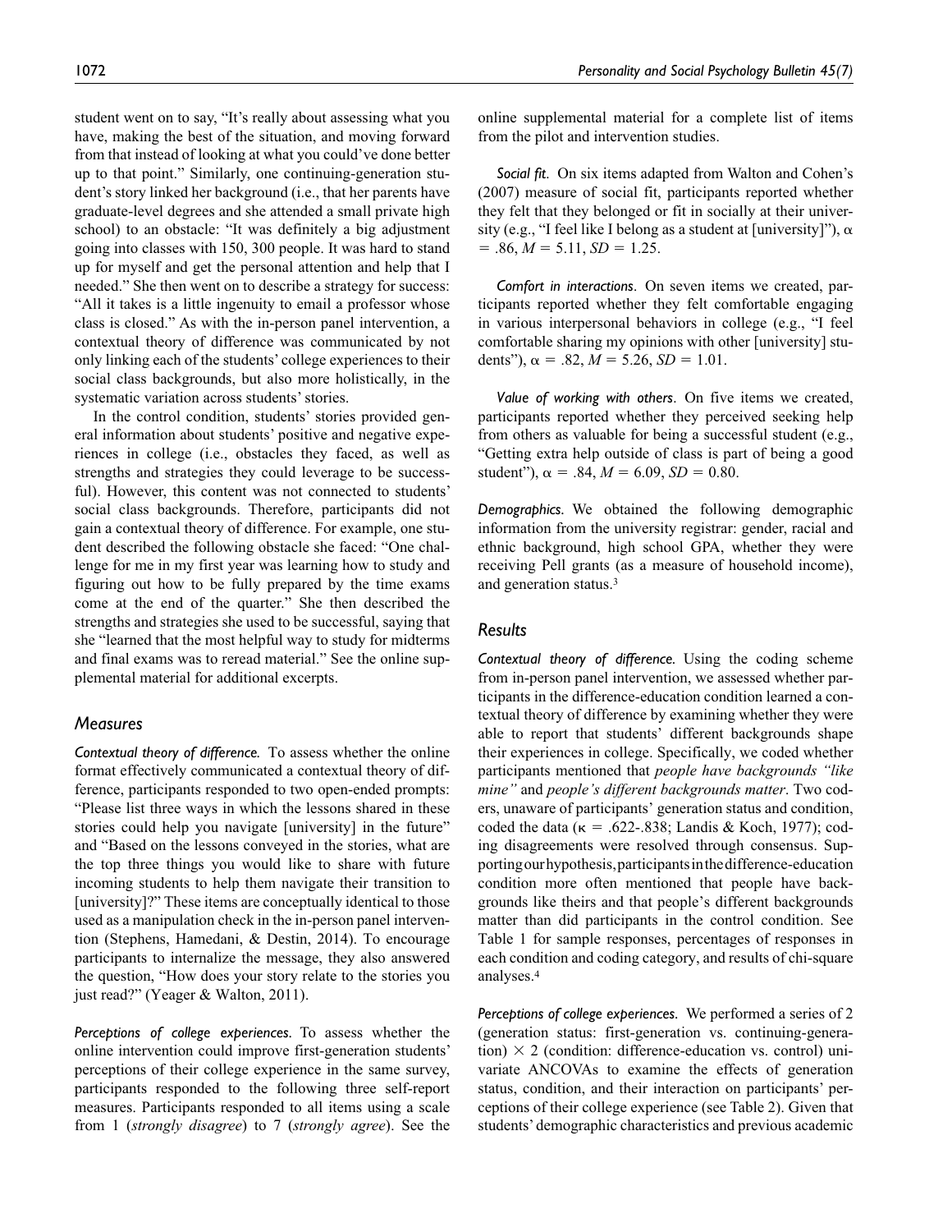student went on to say, "It's really about assessing what you have, making the best of the situation, and moving forward from that instead of looking at what you could've done better up to that point." Similarly, one continuing-generation student's story linked her background (i.e., that her parents have graduate-level degrees and she attended a small private high school) to an obstacle: "It was definitely a big adjustment going into classes with 150, 300 people. It was hard to stand up for myself and get the personal attention and help that I needed." She then went on to describe a strategy for success: "All it takes is a little ingenuity to email a professor whose class is closed." As with the in-person panel intervention, a contextual theory of difference was communicated by not only linking each of the students' college experiences to their social class backgrounds, but also more holistically, in the systematic variation across students' stories.

In the control condition, students' stories provided general information about students' positive and negative experiences in college (i.e., obstacles they faced, as well as strengths and strategies they could leverage to be successful). However, this content was not connected to students' social class backgrounds. Therefore, participants did not gain a contextual theory of difference. For example, one student described the following obstacle she faced: "One challenge for me in my first year was learning how to study and figuring out how to be fully prepared by the time exams come at the end of the quarter." She then described the strengths and strategies she used to be successful, saying that she "learned that the most helpful way to study for midterms and final exams was to reread material." See the online supplemental material for additional excerpts.

### Measures

*Contextual theory of difference.* To assess whether the online format effectively communicated a contextual theory of difference, participants responded to two open-ended prompts: "Please list three ways in which the lessons shared in these stories could help you navigate [university] in the future" and "Based on the lessons conveyed in the stories, what are the top three things you would like to share with future incoming students to help them navigate their transition to [university]?" These items are conceptually identical to those used as a manipulation check in the in-person panel intervention (Stephens, Hamedani, & Destin, 2014). To encourage participants to internalize the message, they also answered the question, "How does your story relate to the stories you just read?" (Yeager & Walton, 2011).

*Perceptions of college experiences.* To assess whether the online intervention could improve first-generation students' perceptions of their college experience in the same survey, participants responded to the following three self-report measures. Participants responded to all items using a scale from 1 (*strongly disagree*) to 7 (*strongly agree*). See the online supplemental material for a complete list of items from the pilot and intervention studies.

*Social fit.* On six items adapted from Walton and Cohen's (2007) measure of social fit, participants reported whether they felt that they belonged or fit in socially at their university (e.g., "I feel like I belong as a student at [university]"), $\alpha = .86$, $M = 5.11$, $SD = 1.25$.

*Comfort in interactions.* On seven items we created, participants reported whether they felt comfortable engaging in various interpersonal behaviors in college (e.g., "I feel comfortable sharing my opinions with other [university] students"), $\alpha = .82$, $M = 5.26$, $SD = 1.01$.

*Value of working with others.* On five items we created, participants reported whether they perceived seeking help from others as valuable for being a successful student (e.g., "Getting extra help outside of class is part of being a good student"), $\alpha = .84$, $M = 6.09$, $SD = 0.80$.

*Demographics.* We obtained the following demographic information from the university registrar: gender, racial and ethnic background, high school GPA, whether they were receiving Pell grants (as a measure of household income), and generation status.[3]

### Results

*Contextual theory of difference.* Using the coding scheme from in-person panel intervention, we assessed whether participants in the difference-education condition learned a contextual theory of difference by examining whether they were able to report that students' different backgrounds shape their experiences in college. Specifically, we coded whether participants mentioned that *people have backgrounds "like mine"* and *people's different backgrounds matter*. Two coders, unaware of participants' generation status and condition, coded the data ($\kappa = .622$-$.838$; Landis & Koch, 1977); coding disagreements were resolved through consensus. Supporting our hypothesis, participants in the difference-education condition more often mentioned that people have backgrounds like theirs and that people's different backgrounds matter than did participants in the control condition. See Table 1 for sample responses, percentages of responses in each condition and coding category, and results of chi-square analyses.[4]

*Perceptions of college experiences.* We performed a series of 2 (generation status: first-generation vs. continuing-generation) $\times$ 2 (condition: difference-education vs. control) univariate ANCOVAs to examine the effects of generation status, condition, and their interaction on participants' perceptions of their college experience (see Table 2). Given that students' demographic characteristics and previous academic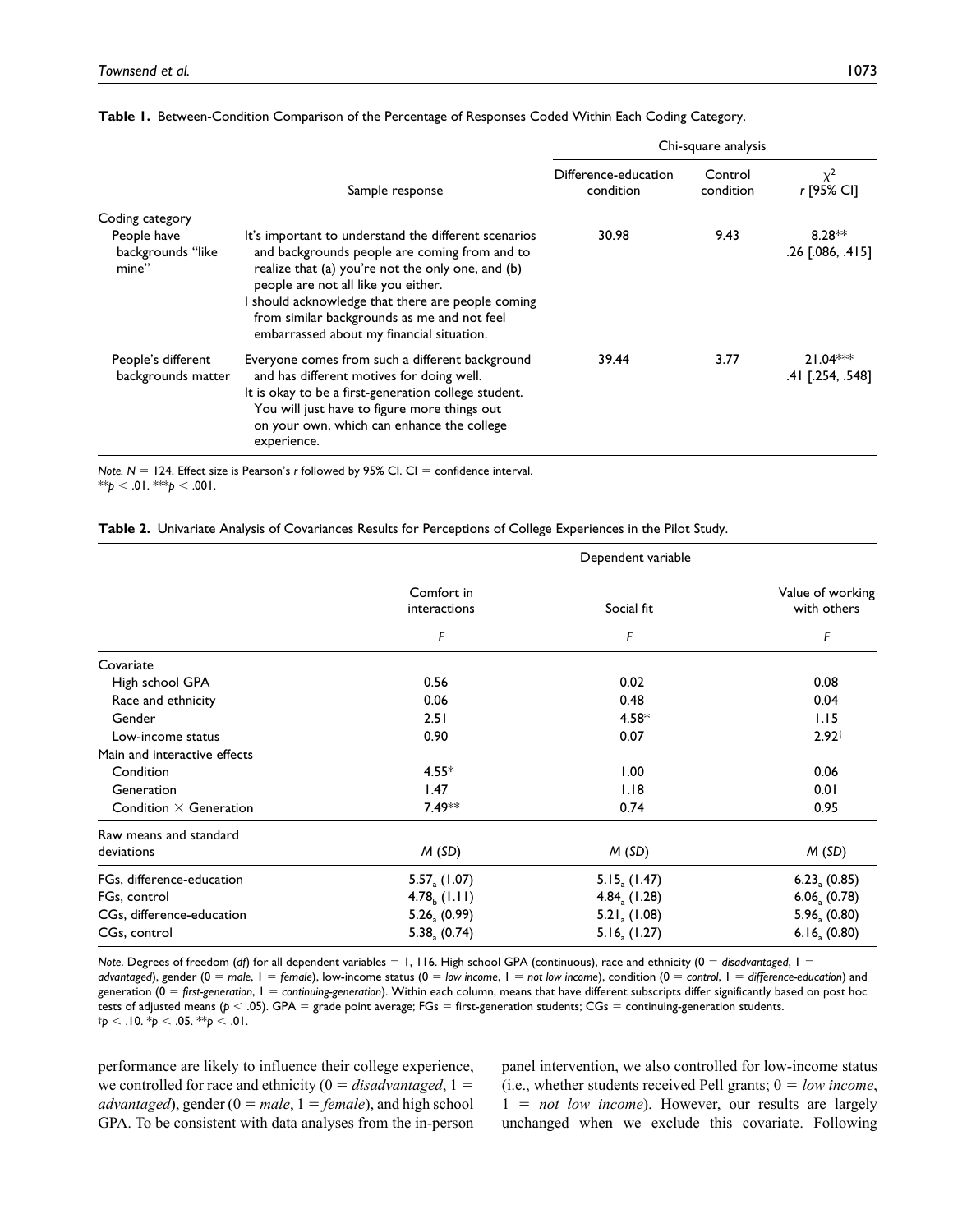**Table 1.** Between-Condition Comparison of the Percentage of Responses Coded Within Each Coding Category.

| | | Chi-square analysis | | |
|---|---|---|---|---|
| | Sample response | Difference-education condition | Control condition | $\chi^2$ r [95% CI] |
| Coding category | | | | |
| People have backgrounds "like mine" | It's important to understand the different scenarios and backgrounds people are coming from and to realize that (a) you're not the only one, and (b) people are not all like you either. I should acknowledge that there are people coming from similar backgrounds as me and not feel embarrassed about my financial situation. | 30.98 | 9.43 | 8.28** .26 [.086, .415] |
| People's different backgrounds matter | Everyone comes from such a different background and has different motives for doing well. It is okay to be a first-generation college student. You will just have to figure more things out on your own, which can enhance the college experience. | 39.44 | 3.77 | 21.04*** .41 [.254, .548] |

*Note.* $N = 124$. Effect size is Pearson's *r* followed by 95% CI. CI = confidence interval.
$^{**}p < .01$. $^{***}p < .001$.

**Table 2.** Univariate Analysis of Covariances Results for Perceptions of College Experiences in the Pilot Study.

| | Dependent variable | | |
|---|---|---|---|
| | Comfort in interactions | Social fit | Value of working with others |
| | *F* | *F* | *F* |
| Covariate | | | |
| High school GPA | 0.56 | 0.02 | 0.08 |
| Race and ethnicity | 0.06 | 0.48 | 0.04 |
| Gender | 2.51 | 4.58* | 1.15 |
| Low-income status | 0.90 | 0.07 | 2.92† |
| Main and interactive effects | | | |
| Condition | 4.55* | 1.00 | 0.06 |
| Generation | 1.47 | 1.18 | 0.01 |
| Condition × Generation | 7.49** | 0.74 | 0.95 |
| Raw means and standard deviations | *M* (*SD*) | *M* (*SD*) | *M* (*SD*) |
| FGs, difference-education | $5.57_a$ (1.07) | $5.15_a$ (1.47) | $6.23_a$ (0.85) |
| FGs, control | $4.78_b$ (1.11) | $4.84_a$ (1.28) | $6.06_a$ (0.78) |
| CGs, difference-education | $5.26_a$ (0.99) | $5.21_a$ (1.08) | $5.96_a$ (0.80) |
| CGs, control | $5.38_a$ (0.74) | $5.16_a$ (1.27) | $6.16_a$ (0.80) |

*Note.* Degrees of freedom (*df*) for all dependent variables = 1, 116. High school GPA (continuous), race and ethnicity (0 = *disadvantaged*, 1 = *advantaged*), gender (0 = *male*, 1 = *female*), low-income status (0 = *low income*, 1 = *not low income*), condition (0 = *control*, 1 = *difference-education*) and generation (0 = *first-generation*, 1 = *continuing-generation*). Within each column, means that have different subscripts differ significantly based on post hoc tests of adjusted means ($p < .05$). GPA = grade point average; FGs = first-generation students; CGs = continuing-generation students.
$^{\dagger}p < .10$. $^{*}p < .05$. $^{**}p < .01$.

performance are likely to influence their college experience, we controlled for race and ethnicity (0 = *disadvantaged*, 1 = *advantaged*), gender (0 = *male*, 1 = *female*), and high school GPA. To be consistent with data analyses from the in-person panel intervention, we also controlled for low-income status (i.e., whether students received Pell grants; 0 = *low income*, 1 = *not low income*). However, our results are largely unchanged when we exclude this covariate. Following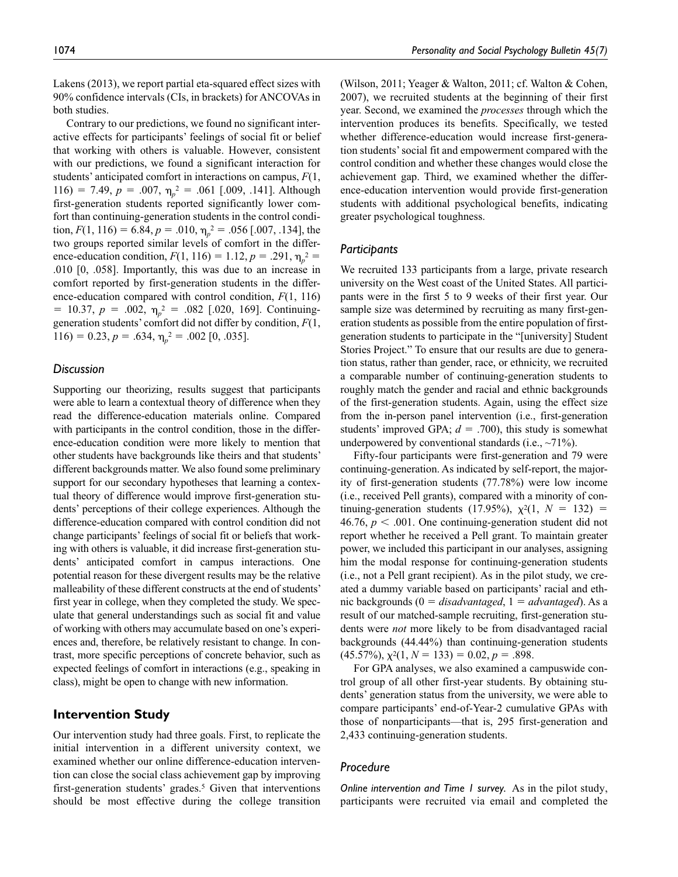Lakens (2013), we report partial eta-squared effect sizes with 90% confidence intervals (CIs, in brackets) for ANCOVAs in both studies.

Contrary to our predictions, we found no significant interactive effects for participants' feelings of social fit or belief that working with others is valuable. However, consistent with our predictions, we found a significant interaction for students' anticipated comfort in interactions on campus, $F(1, 116) = 7.49$, $p = .007$, $\eta_p^2 = .061$ [.009, .141]. Although first-generation students reported significantly lower comfort than continuing-generation students in the control condition, $F(1, 116) = 6.84$, $p = .010$, $\eta_p^2 = .056$ [.007, .134], the two groups reported similar levels of comfort in the difference-education condition, $F(1, 116) = 1.12$, $p = .291$, $\eta_p^2 = .010$ [0, .058]. Importantly, this was due to an increase in comfort reported by first-generation students in the difference-education compared with control condition, $F(1, 116) = 10.37$, $p = .002$, $\eta_p^2 = .082$ [.020, 169]. Continuing-generation students' comfort did not differ by condition, $F(1, 116) = 0.23$, $p = .634$, $\eta_p^2 = .002$ [0, .035].

### Discussion

Supporting our theorizing, results suggest that participants were able to learn a contextual theory of difference when they read the difference-education materials online. Compared with participants in the control condition, those in the difference-education condition were more likely to mention that other students have backgrounds like theirs and that students' different backgrounds matter. We also found some preliminary support for our secondary hypotheses that learning a contextual theory of difference would improve first-generation students' perceptions of their college experiences. Although the difference-education compared with control condition did not change participants' feelings of social fit or beliefs that working with others is valuable, it did increase first-generation students' anticipated comfort in campus interactions. One potential reason for these divergent results may be the relative malleability of these different constructs at the end of students' first year in college, when they completed the study. We speculate that general understandings such as social fit and value of working with others may accumulate based on one's experiences and, therefore, be relatively resistant to change. In contrast, more specific perceptions of concrete behavior, such as expected feelings of comfort in interactions (e.g., speaking in class), might be open to change with new information.

## Intervention Study

Our intervention study had three goals. First, to replicate the initial intervention in a different university context, we examined whether our online difference-education intervention can close the social class achievement gap by improving first-generation students' grades.[5] Given that interventions should be most effective during the college transition (Wilson, 2011; Yeager & Walton, 2011; cf. Walton & Cohen, 2007), we recruited students at the beginning of their first year. Second, we examined the *processes* through which the intervention produces its benefits. Specifically, we tested whether difference-education would increase first-generation students' social fit and empowerment compared with the control condition and whether these changes would close the achievement gap. Third, we examined whether the difference-education intervention would provide first-generation students with additional psychological benefits, indicating greater psychological toughness.

### Participants

We recruited 133 participants from a large, private research university on the West coast of the United States. All participants were in the first 5 to 9 weeks of their first year. Our sample size was determined by recruiting as many first-generation students as possible from the entire population of first-generation students to participate in the "[university] Student Stories Project." To ensure that our results are due to generation status, rather than gender, race, or ethnicity, we recruited a comparable number of continuing-generation students to roughly match the gender and racial and ethnic backgrounds of the first-generation students. Again, using the effect size from the in-person panel intervention (i.e., first-generation students' improved GPA; $d = .700$), this study is somewhat underpowered by conventional standards (i.e., ~71%).

Fifty-four participants were first-generation and 79 were continuing-generation. As indicated by self-report, the majority of first-generation students (77.78%) were low income (i.e., received Pell grants), compared with a minority of continuing-generation students (17.95%), $\chi^2(1, N = 132) = 46.76$, $p < .001$. One continuing-generation student did not report whether he received a Pell grant. To maintain greater power, we included this participant in our analyses, assigning him the modal response for continuing-generation students (i.e., not a Pell grant recipient). As in the pilot study, we created a dummy variable based on participants' racial and ethnic backgrounds (0 = *disadvantaged*, 1 = *advantaged*). As a result of our matched-sample recruiting, first-generation students were *not* more likely to be from disadvantaged racial backgrounds (44.44%) than continuing-generation students (45.57%), $\chi^2(1, N = 133) = 0.02$, $p = .898$.

For GPA analyses, we also examined a campuswide control group of all other first-year students. By obtaining students' generation status from the university, we were able to compare participants' end-of-Year-2 cumulative GPAs with those of nonparticipants—that is, 295 first-generation and 2,433 continuing-generation students.

### Procedure

*Online intervention and Time 1 survey.* As in the pilot study, participants were recruited via email and completed the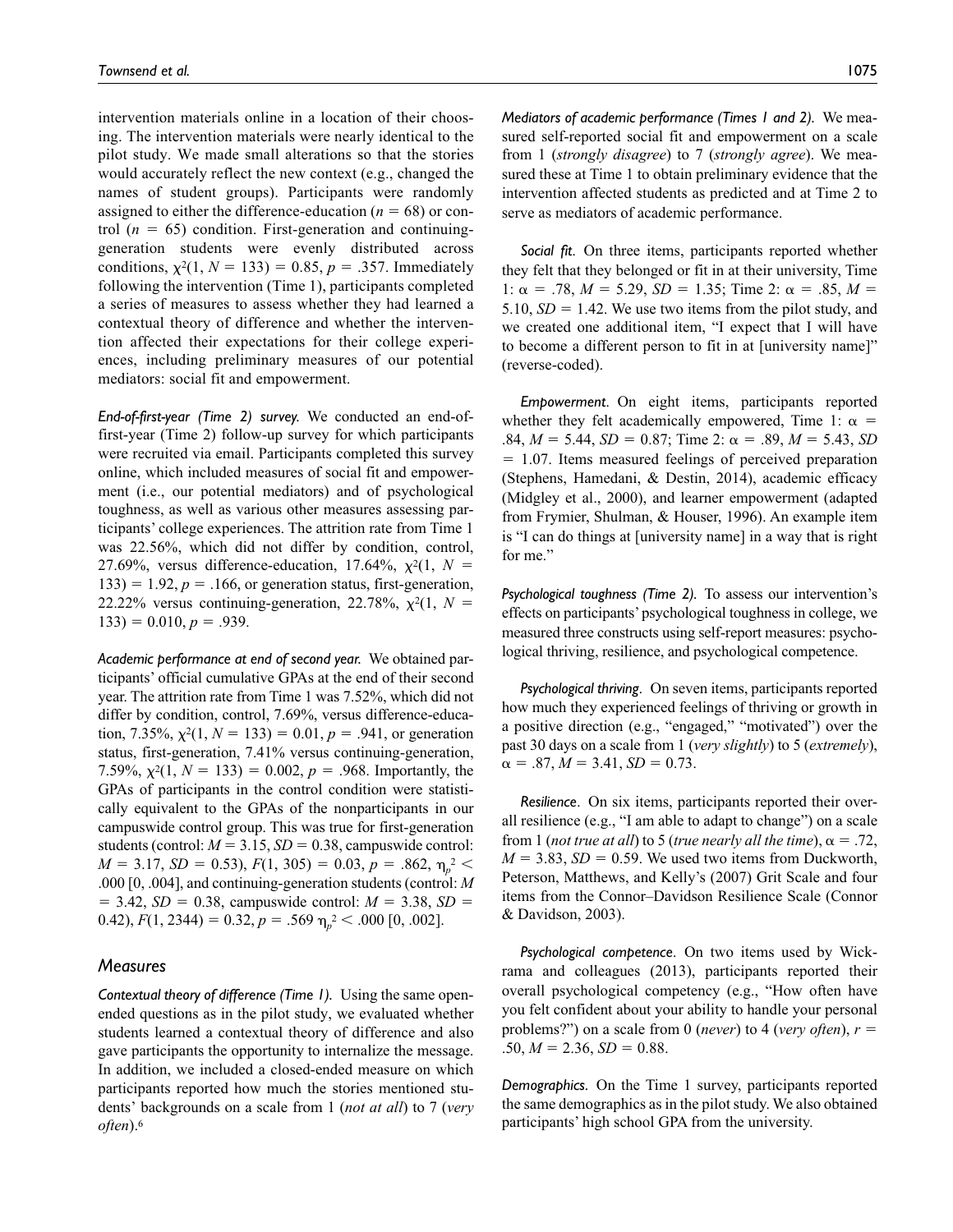intervention materials online in a location of their choosing. The intervention materials were nearly identical to the pilot study. We made small alterations so that the stories would accurately reflect the new context (e.g., changed the names of student groups). Participants were randomly assigned to either the difference-education ($n = 68$) or control ($n = 65$) condition. First-generation and continuing-generation students were evenly distributed across conditions, $\chi^2(1, N = 133) = 0.85, p = .357$. Immediately following the intervention (Time 1), participants completed a series of measures to assess whether they had learned a contextual theory of difference and whether the intervention affected their expectations for their college experiences, including preliminary measures of our potential mediators: social fit and empowerment.

*End-of-first-year (Time 2) survey.* We conducted an end-of-first-year (Time 2) follow-up survey for which participants were recruited via email. Participants completed this survey online, which included measures of social fit and empowerment (i.e., our potential mediators) and of psychological toughness, as well as various other measures assessing participants' college experiences. The attrition rate from Time 1 was 22.56%, which did not differ by condition, control, 27.69%, versus difference-education, 17.64%, $\chi^2(1, N = 133) = 1.92, p = .166$, or generation status, first-generation, 22.22% versus continuing-generation, 22.78%, $\chi^2(1, N = 133) = 0.010, p = .939$.

*Academic performance at end of second year.* We obtained participants' official cumulative GPAs at the end of their second year. The attrition rate from Time 1 was 7.52%, which did not differ by condition, control, 7.69%, versus difference-education, 7.35%, $\chi^2(1, N = 133) = 0.01, p = .941$, or generation status, first-generation, 7.41% versus continuing-generation, 7.59%, $\chi^2(1, N = 133) = 0.002, p = .968$. Importantly, the GPAs of participants in the control condition were statistically equivalent to the GPAs of the nonparticipants in our campuswide control group. This was true for first-generation students (control: $M = 3.15, SD = 0.38$, campuswide control: $M = 3.17, SD = 0.53$), $F(1, 305) = 0.03, p = .862, \eta_p^2 < .000$ [0, .004], and continuing-generation students (control: $M = 3.42, SD = 0.38$, campuswide control: $M = 3.38, SD = 0.42$), $F(1, 2344) = 0.32, p = .569$ $\eta_p^2 < .000$ [0, .002].

## Measures

*Contextual theory of difference (Time 1).* Using the same open-ended questions as in the pilot study, we evaluated whether students learned a contextual theory of difference and also gave participants the opportunity to internalize the message. In addition, we included a closed-ended measure on which participants reported how much the stories mentioned students' backgrounds on a scale from 1 (*not at all*) to 7 (*very often*).[6]

*Mediators of academic performance (Times 1 and 2).* We measured self-reported social fit and empowerment on a scale from 1 (*strongly disagree*) to 7 (*strongly agree*). We measured these at Time 1 to obtain preliminary evidence that the intervention affected students as predicted and at Time 2 to serve as mediators of academic performance.

*Social fit*. On three items, participants reported whether they felt that they belonged or fit in at their university, Time 1: $\alpha = .78, M = 5.29, SD = 1.35$; Time 2: $\alpha = .85, M = 5.10, SD = 1.42$. We use two items from the pilot study, and we created one additional item, "I expect that I will have to become a different person to fit in at [university name]" (reverse-coded).

*Empowerment*. On eight items, participants reported whether they felt academically empowered, Time 1: $\alpha = .84, M = 5.44, SD = 0.87$; Time 2: $\alpha = .89, M = 5.43, SD = 1.07$. Items measured feelings of perceived preparation (Stephens, Hamedani, & Destin, 2014), academic efficacy (Midgley et al., 2000), and learner empowerment (adapted from Frymier, Shulman, & Houser, 1996). An example item is "I can do things at [university name] in a way that is right for me."

*Psychological toughness (Time 2).* To assess our intervention's effects on participants' psychological toughness in college, we measured three constructs using self-report measures: psychological thriving, resilience, and psychological competence.

*Psychological thriving*. On seven items, participants reported how much they experienced feelings of thriving or growth in a positive direction (e.g., "engaged," "motivated") over the past 30 days on a scale from 1 (*very slightly*) to 5 (*extremely*), $\alpha = .87, M = 3.41, SD = 0.73$.

*Resilience*. On six items, participants reported their overall resilience (e.g., "I am able to adapt to change") on a scale from 1 (*not true at all*) to 5 (*true nearly all the time*), $\alpha = .72, M = 3.83, SD = 0.59$. We used two items from Duckworth, Peterson, Matthews, and Kelly's (2007) Grit Scale and four items from the Connor–Davidson Resilience Scale (Connor & Davidson, 2003).

*Psychological competence*. On two items used by Wickrama and colleagues (2013), participants reported their overall psychological competency (e.g., "How often have you felt confident about your ability to handle your personal problems?") on a scale from 0 (*never*) to 4 (*very often*), $r = .50, M = 2.36, SD = 0.88$.

*Demographics.* On the Time 1 survey, participants reported the same demographics as in the pilot study. We also obtained participants' high school GPA from the university.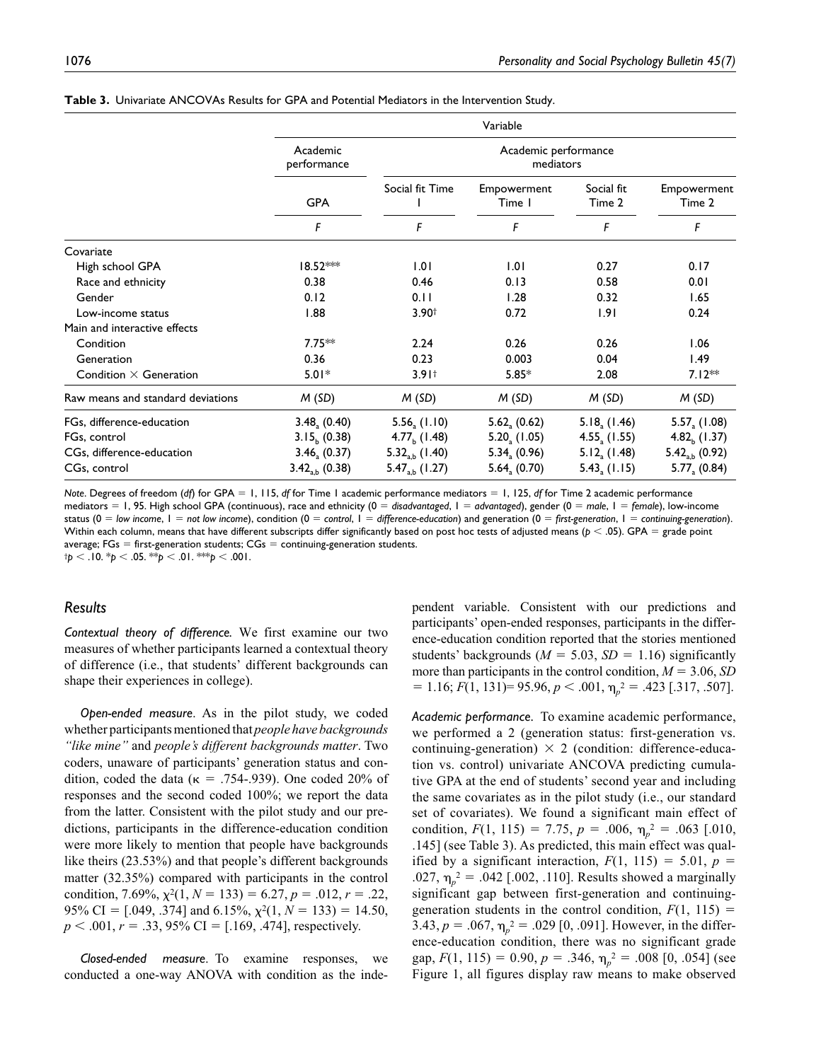**Table 3.** Univariate ANCOVAs Results for GPA and Potential Mediators in the Intervention Study.

| | Variable | | | | |
|---|---|---|---|---|---|
| | Academic performance | Academic performance mediators | | | |
| | GPA | Social fit Time 1 | Empowerment Time 1 | Social fit Time 2 | Empowerment Time 2 |
| | $F$ | $F$ | $F$ | $F$ | $F$ |
| Covariate | | | | | |
| High school GPA | 18.52*** | 1.01 | 1.01 | 0.27 | 0.17 |
| Race and ethnicity | 0.38 | 0.46 | 0.13 | 0.58 | 0.01 |
| Gender | 0.12 | 0.11 | 1.28 | 0.32 | 1.65 |
| Low-income status | 1.88 | 3.90† | 0.72 | 1.91 | 0.24 |
| Main and interactive effects | | | | | |
| Condition | 7.75** | 2.24 | 0.26 | 0.26 | 1.06 |
| Generation | 0.36 | 0.23 | 0.003 | 0.04 | 1.49 |
| Condition × Generation | 5.01* | 3.91† | 5.85* | 2.08 | 7.12** |
| Raw means and standard deviations | $M$ ($SD$) | $M$ ($SD$) | $M$ ($SD$) | $M$ ($SD$) | $M$ ($SD$) |
| FGs, difference-education | $3.48_a$ (0.40) | $5.56_a$ (1.10) | $5.62_a$ (0.62) | $5.18_a$ (1.46) | $5.57_a$ (1.08) |
| FGs, control | $3.15_b$ (0.38) | $4.77_b$ (1.48) | $5.20_a$ (1.05) | $4.55_a$ (1.55) | $4.82_b$ (1.37) |
| CGs, difference-education | $3.46_a$ (0.37) | $5.32_{a,b}$ (1.40) | $5.34_a$ (0.96) | $5.12_a$ (1.48) | $5.42_{a,b}$ (0.92) |
| CGs, control | $3.42_{a,b}$ (0.38) | $5.47_{a,b}$ (1.27) | $5.64_a$ (0.70) | $5.43_a$ (1.15) | $5.77_a$ (0.84) |

*Note.* Degrees of freedom ($df$) for GPA = 1, 115, $df$ for Time 1 academic performance mediators = 1, 125, $df$ for Time 2 academic performance mediators = 1, 95. High school GPA (continuous), race and ethnicity (0 = *disadvantaged*, 1 = *advantaged*), gender (0 = *male*, 1 = *female*), low-income status (0 = *low income*, 1 = *not low income*), condition (0 = *control*, 1 = *difference-education*) and generation (0 = *first-generation*, 1 = *continuing-generation*). Within each column, means that have different subscripts differ significantly based on post hoc tests of adjusted means ($p < .05$). GPA = grade point average; FGs = first-generation students; CGs = continuing-generation students.
†$p < .10$. *$p < .05$. **$p < .01$. ***$p < .001$.

## Results

*Contextual theory of difference.* We first examine our two measures of whether participants learned a contextual theory of difference (i.e., that students' different backgrounds can shape their experiences in college).

*Open-ended measure*. As in the pilot study, we coded whether participants mentioned that *people have backgrounds "like mine"* and *people's different backgrounds matter*. Two coders, unaware of participants' generation status and condition, coded the data ($\kappa$ = .754-.939). One coded 20% of responses and the second coded 100%; we report the data from the latter. Consistent with the pilot study and our predictions, participants in the difference-education condition were more likely to mention that people have backgrounds like theirs (23.53%) and that people's different backgrounds matter (32.35%) compared with participants in the control condition, 7.69%, $\chi^2(1, N = 133) = 6.27$, $p = .012$, $r = .22$, 95% CI = [.049, .374] and 6.15%, $\chi^2(1, N = 133) = 14.50$, $p < .001$, $r = .33$, 95% CI = [.169, .474], respectively.

*Closed-ended measure*. To examine responses, we conducted a one-way ANOVA with condition as the independent variable. Consistent with our predictions and participants' open-ended responses, participants in the difference-education condition reported that the stories mentioned students' backgrounds ($M = 5.03$, $SD = 1.16$) significantly more than participants in the control condition, $M = 3.06$, $SD = 1.16$; $F(1, 131) = 95.96$, $p < .001$, $\eta_p^2 = .423$ [.317, .507].

*Academic performance.* To examine academic performance, we performed a 2 (generation status: first-generation vs. continuing-generation) × 2 (condition: difference-education vs. control) univariate ANCOVA predicting cumulative GPA at the end of students' second year and including the same covariates as in the pilot study (i.e., our standard set of covariates). We found a significant main effect of condition, $F(1, 115) = 7.75$, $p = .006$, $\eta_p^2 = .063$ [.010, .145] (see Table 3). As predicted, this main effect was qualified by a significant interaction, $F(1, 115) = 5.01$, $p = .027$, $\eta_p^2 = .042$ [.002, .110]. Results showed a marginally significant gap between first-generation and continuing-generation students in the control condition, $F(1, 115) = 3.43$, $p = .067$, $\eta_p^2 = .029$ [0, .091]. However, in the difference-education condition, there was no significant grade gap, $F(1, 115) = 0.90$, $p = .346$, $\eta_p^2 = .008$ [0, .054] (see Figure 1, all figures display raw means to make observed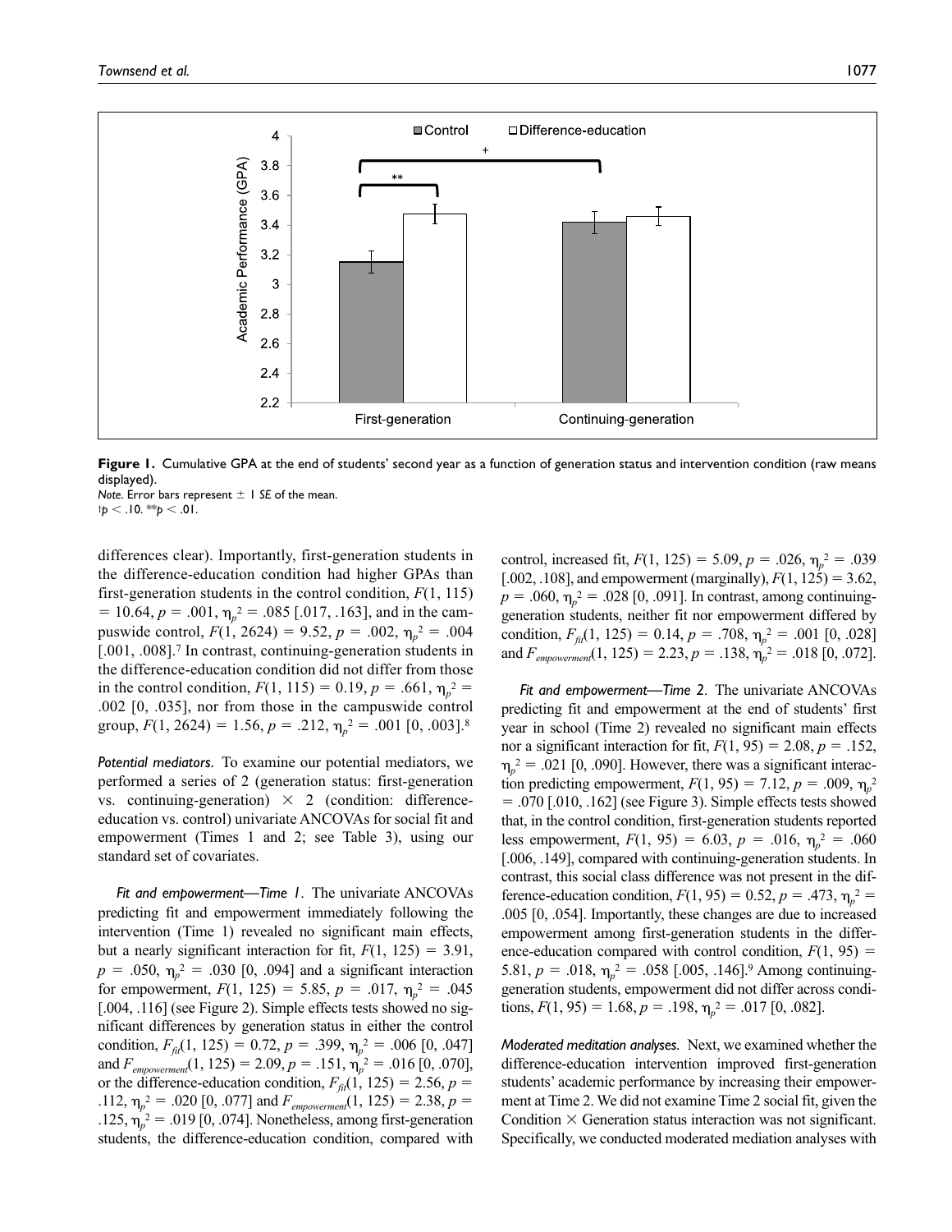**Figure 1.** Cumulative GPA at the end of students' second year as a function of generation status and intervention condition (raw means displayed).

*Note.* Error bars represent ± 1 *SE* of the mean.
†$p < .10$. **$p < .01$.

differences clear). Importantly, first-generation students in the difference-education condition had higher GPAs than first-generation students in the control condition, $F(1, 115) = 10.64$, $p = .001$, $\eta_p^2 = .085$ [.017, .163], and in the campuswide control, $F(1, 2624) = 9.52$, $p = .002$, $\eta_p^2 = .004$ [.001, .008].[7] In contrast, continuing-generation students in the difference-education condition did not differ from those in the control condition, $F(1, 115) = 0.19$, $p = .661$, $\eta_p^2 = .002$ [0, .035], nor from those in the campuswide control group, $F(1, 2624) = 1.56$, $p = .212$, $\eta_p^2 = .001$ [0, .003].[8]

*Potential mediators.* To examine our potential mediators, we performed a series of 2 (generation status: first-generation vs. continuing-generation) × 2 (condition: difference-education vs. control) univariate ANCOVAs for social fit and empowerment (Times 1 and 2; see Table 3), using our standard set of covariates.

*Fit and empowerment—Time 1.* The univariate ANCOVAs predicting fit and empowerment immediately following the intervention (Time 1) revealed no significant main effects, but a nearly significant interaction for fit, $F(1, 125) = 3.91$, $p = .050$, $\eta_p^2 = .030$ [0, .094] and a significant interaction for empowerment, $F(1, 125) = 5.85$, $p = .017$, $\eta_p^2 = .045$ [.004, .116] (see Figure 2). Simple effects tests showed no significant differences by generation status in either the control condition, $F_{fit}(1, 125) = 0.72$, $p = .399$, $\eta_p^2 = .006$ [0, .047] and $F_{empowerment}(1, 125) = 2.09$, $p = .151$, $\eta_p^2 = .016$ [0, .070], or the difference-education condition, $F_{fit}(1, 125) = 2.56$, $p = .112$, $\eta_p^2 = .020$ [0, .077] and $F_{empowerment}(1, 125) = 2.38$, $p = .125$, $\eta_p^2 = .019$ [0, .074]. Nonetheless, among first-generation students, the difference-education condition, compared with control, increased fit, $F(1, 125) = 5.09$, $p = .026$, $\eta_p^2 = .039$ [.002, .108], and empowerment (marginally), $F(1, 125) = 3.62$, $p = .060$, $\eta_p^2 = .028$ [0, .091]. In contrast, among continuing-generation students, neither fit nor empowerment differed by condition, $F_{fit}(1, 125) = 0.14$, $p = .708$, $\eta_p^2 = .001$ [0, .028] and $F_{empowerment}(1, 125) = 2.23$, $p = .138$, $\eta_p^2 = .018$ [0, .072].

*Fit and empowerment—Time 2.* The univariate ANCOVAs predicting fit and empowerment at the end of students' first year in school (Time 2) revealed no significant main effects nor a significant interaction for fit, $F(1, 95) = 2.08$, $p = .152$, $\eta_p^2 = .021$ [0, .090]. However, there was a significant interaction predicting empowerment, $F(1, 95) = 7.12$, $p = .009$, $\eta_p^2 = .070$ [.010, .162] (see Figure 3). Simple effects tests showed that, in the control condition, first-generation students reported less empowerment, $F(1, 95) = 6.03$, $p = .016$, $\eta_p^2 = .060$ [.006, .149], compared with continuing-generation students. In contrast, this social class difference was not present in the difference-education condition, $F(1, 95) = 0.52$, $p = .473$, $\eta_p^2 = .005$ [0, .054]. Importantly, these changes are due to increased empowerment among first-generation students in the difference-education compared with control condition, $F(1, 95) = 5.81$, $p = .018$, $\eta_p^2 = .058$ [.005, .146].[9] Among continuing-generation students, empowerment did not differ across conditions, $F(1, 95) = 1.68$, $p = .198$, $\eta_p^2 = .017$ [0, .082].

*Moderated meditation analyses.* Next, we examined whether the difference-education intervention improved first-generation students' academic performance by increasing their empowerment at Time 2. We did not examine Time 2 social fit, given the Condition × Generation status interaction was not significant. Specifically, we conducted moderated mediation analyses with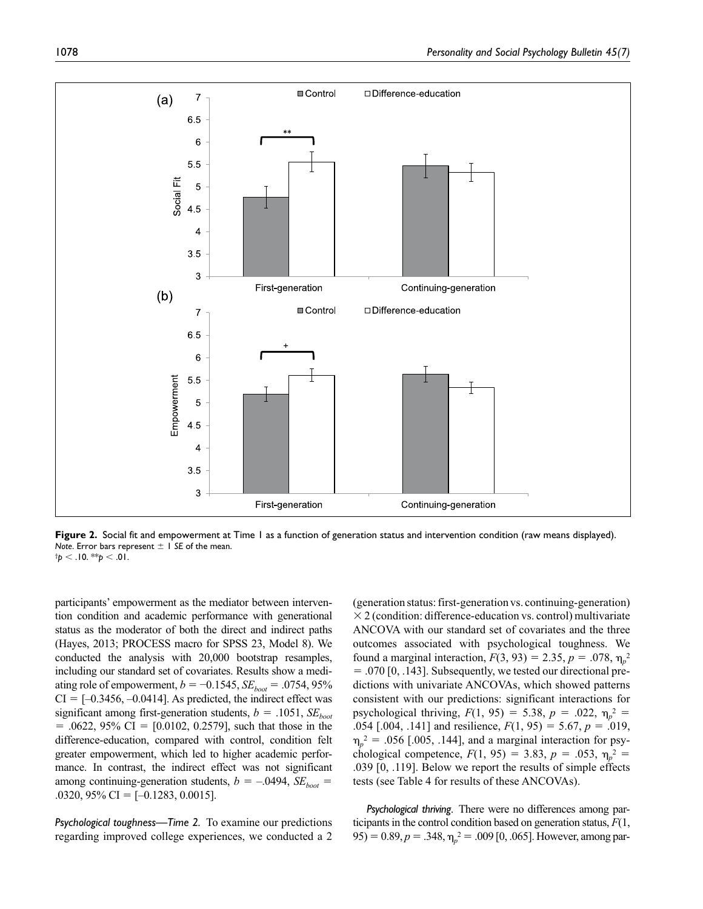**Figure 2.** Social fit and empowerment at Time 1 as a function of generation status and intervention condition (raw means displayed). *Note.* Error bars represent ± 1 *SE* of the mean.
$^{\dagger}p < .10$. $^{**}p < .01$.

participants' empowerment as the mediator between intervention condition and academic performance with generational status as the moderator of both the direct and indirect paths (Hayes, 2013; PROCESS macro for SPSS 23, Model 8). We conducted the analysis with 20,000 bootstrap resamples, including our standard set of covariates. Results show a mediating role of empowerment, $b = -0.1545$, $SE_{boot} = .0754$, 95% CI = [–0.3456, –0.0414]. As predicted, the indirect effect was significant among first-generation students, $b = .1051$, $SE_{boot} = .0622$, 95% CI = [0.0102, 0.2579], such that those in the difference-education, compared with control, condition felt greater empowerment, which led to higher academic performance. In contrast, the indirect effect was not significant among continuing-generation students, $b = -.0494$, $SE_{boot} = .0320$, 95% CI = [–0.1283, 0.0015].

*Psychological toughness—Time 2.* To examine our predictions regarding improved college experiences, we conducted a 2 (generation status: first-generation vs. continuing-generation) × 2 (condition: difference-education vs. control) multivariate ANCOVA with our standard set of covariates and the three outcomes associated with psychological toughness. We found a marginal interaction, $F(3, 93) = 2.35$, $p = .078$, $\eta_p^2 = .070$ [0, .143]. Subsequently, we tested our directional predictions with univariate ANCOVAs, which showed patterns consistent with our predictions: significant interactions for psychological thriving, $F(1, 95) = 5.38$, $p = .022$, $\eta_p^2 = .054$ [.004, .141] and resilience, $F(1, 95) = 5.67$, $p = .019$, $\eta_p^2 = .056$ [.005, .144], and a marginal interaction for psychological competence, $F(1, 95) = 3.83$, $p = .053$, $\eta_p^2 = .039$ [0, .119]. Below we report the results of simple effects tests (see Table 4 for results of these ANCOVAs).

*Psychological thriving.* There were no differences among participants in the control condition based on generation status, $F(1, 95) = 0.89$, $p = .348$, $\eta_p^2 = .009$ [0, .065]. However, among par-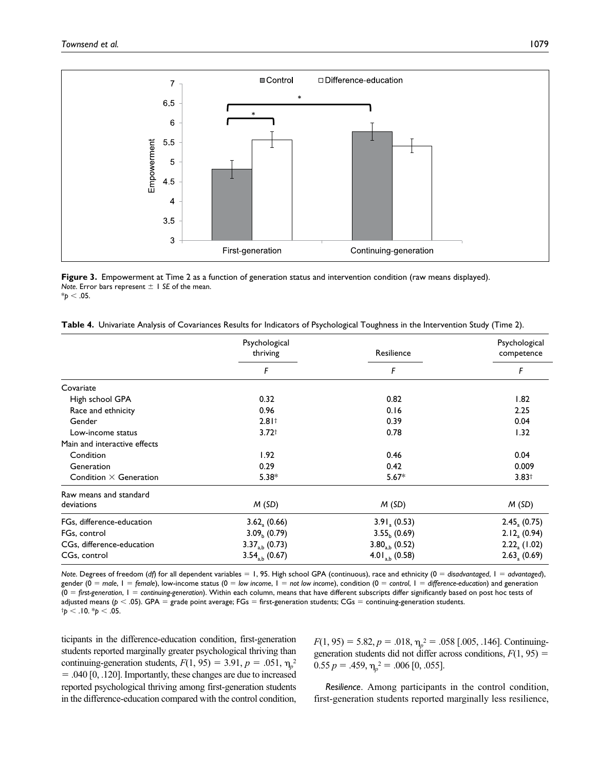**Figure 3.** Empowerment at Time 2 as a function of generation status and intervention condition (raw means displayed).
*Note.* Error bars represent ± 1 *SE* of the mean.
$^{*}p < .05$.

**Table 4.** Univariate Analysis of Covariances Results for Indicators of Psychological Toughness in the Intervention Study (Time 2).

| | Psychological thriving | Resilience | Psychological competence |
|---|---|---|---|
| | *F* | *F* | *F* |
| Covariate | | | |
| High school GPA | 0.32 | 0.82 | 1.82 |
| Race and ethnicity | 0.96 | 0.16 | 2.25 |
| Gender | 2.81† | 0.39 | 0.04 |
| Low-income status | 3.72† | 0.78 | 1.32 |
| Main and interactive effects | | | |
| Condition | 1.92 | 0.46 | 0.04 |
| Generation | 0.29 | 0.42 | 0.009 |
| Condition × Generation | 5.38* | 5.67* | 3.83† |
| Raw means and standard deviations | *M* (*SD*) | *M* (*SD*) | *M* (*SD*) |
| FGs, difference-education | $3.62_{a}$ (0.66) | $3.91_{a}$ (0.53) | $2.45_{a}$ (0.75) |
| FGs, control | $3.09_{b}$ (0.79) | $3.55_{b}$ (0.69) | $2.12_{a}$ (0.94) |
| CGs, difference-education | $3.37_{a,b}$ (0.73) | $3.80_{a,b}$ (0.52) | $2.22_{a}$ (1.02) |
| CGs, control | $3.54_{a,b}$ (0.67) | $4.01_{a,b}$ (0.58) | $2.63_{a}$ (0.69) |

*Note.* Degrees of freedom (*df*) for all dependent variables = 1, 95. High school GPA (continuous), race and ethnicity (0 = *disadvantaged*, 1 = *advantaged*), gender (0 = *male*, 1 = *female*), low-income status (0 = *low income*, 1 = *not low income*), condition (0 = *control*, 1 = *difference-education*) and generation (0 = *first-generation*, 1 = *continuing-generation*). Within each column, means that have different subscripts differ significantly based on post hoc tests of adjusted means ($p < .05$). GPA = grade point average; FGs = first-generation students; CGs = continuing-generation students.
†$p < .10$. $^{*}p < .05$.

ticipants in the difference-education condition, first-generation students reported marginally greater psychological thriving than continuing-generation students, $F(1, 95) = 3.91$, $p = .051$, $\eta_p^2 = .040$ [0, .120]. Importantly, these changes are due to increased reported psychological thriving among first-generation students in the difference-education compared with the control condition, $F(1, 95) = 5.82$, $p = .018$, $\eta_p^2 = .058$ [.005, .146]. Continuing-generation students did not differ across conditions, $F(1, 95) = 0.55$ $p = .459$, $\eta_p^2 = .006$ [0, .055].

*Resilience*. Among participants in the control condition, first-generation students reported marginally less resilience,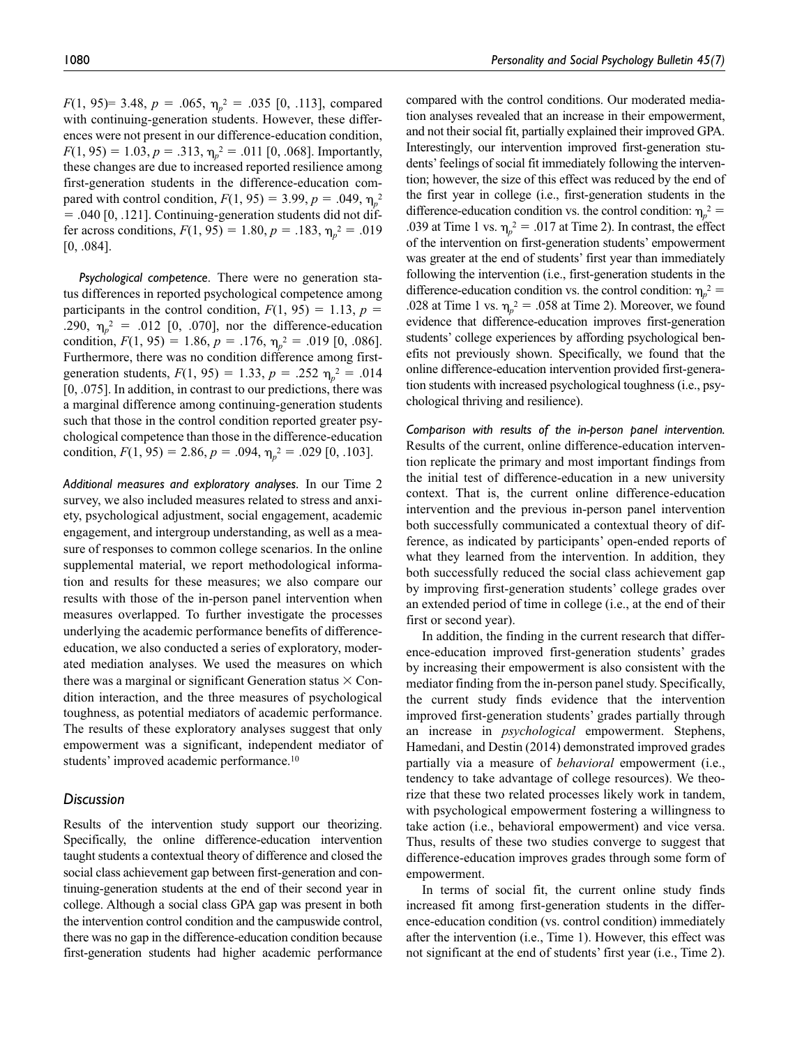$F(1, 95)= 3.48$, $p = .065$, $\eta_p^2 = .035$ [0, .113], compared with continuing-generation students. However, these differences were not present in our difference-education condition, $F(1, 95) = 1.03$, $p = .313$, $\eta_p^2 = .011$ [0, .068]. Importantly, these changes are due to increased reported resilience among first-generation students in the difference-education compared with control condition, $F(1, 95) = 3.99$, $p = .049$, $\eta_p^2 = .040$ [0, .121]. Continuing-generation students did not differ across conditions, $F(1, 95) = 1.80$, $p = .183$, $\eta_p^2 = .019$ [0, .084].

*Psychological competence*. There were no generation status differences in reported psychological competence among participants in the control condition, $F(1, 95) = 1.13$, $p = .290$, $\eta_p^2 = .012$ [0, .070], nor the difference-education condition, $F(1, 95) = 1.86$, $p = .176$, $\eta_p^2 = .019$ [0, .086]. Furthermore, there was no condition difference among first-generation students, $F(1, 95) = 1.33$, $p = .252$ $\eta_p^2 = .014$ [0, .075]. In addition, in contrast to our predictions, there was a marginal difference among continuing-generation students such that those in the control condition reported greater psychological competence than those in the difference-education condition, $F(1, 95) = 2.86$, $p = .094$, $\eta_p^2 = .029$ [0, .103].

*Additional measures and exploratory analyses.* In our Time 2 survey, we also included measures related to stress and anxiety, psychological adjustment, social engagement, academic engagement, and intergroup understanding, as well as a measure of responses to common college scenarios. In the online supplemental material, we report methodological information and results for these measures; we also compare our results with those of the in-person panel intervention when measures overlapped. To further investigate the processes underlying the academic performance benefits of difference-education, we also conducted a series of exploratory, moderated mediation analyses. We used the measures on which there was a marginal or significant Generation status × Condition interaction, and the three measures of psychological toughness, as potential mediators of academic performance. The results of these exploratory analyses suggest that only empowerment was a significant, independent mediator of students' improved academic performance.[10]

## Discussion

Results of the intervention study support our theorizing. Specifically, the online difference-education intervention taught students a contextual theory of difference and closed the social class achievement gap between first-generation and continuing-generation students at the end of their second year in college. Although a social class GPA gap was present in both the intervention control condition and the campuswide control, there was no gap in the difference-education condition because first-generation students had higher academic performance compared with the control conditions. Our moderated mediation analyses revealed that an increase in their empowerment, and not their social fit, partially explained their improved GPA. Interestingly, our intervention improved first-generation students' feelings of social fit immediately following the intervention; however, the size of this effect was reduced by the end of the first year in college (i.e., first-generation students in the difference-education condition vs. the control condition: $\eta_p^2 = .039$ at Time 1 vs. $\eta_p^2 = .017$ at Time 2). In contrast, the effect of the intervention on first-generation students' empowerment was greater at the end of students' first year than immediately following the intervention (i.e., first-generation students in the difference-education condition vs. the control condition: $\eta_p^2 = .028$ at Time 1 vs. $\eta_p^2 = .058$ at Time 2). Moreover, we found evidence that difference-education improves first-generation students' college experiences by affording psychological benefits not previously shown. Specifically, we found that the online difference-education intervention provided first-generation students with increased psychological toughness (i.e., psychological thriving and resilience).

*Comparison with results of the in-person panel intervention.* Results of the current, online difference-education intervention replicate the primary and most important findings from the initial test of difference-education in a new university context. That is, the current online difference-education intervention and the previous in-person panel intervention both successfully communicated a contextual theory of difference, as indicated by participants' open-ended reports of what they learned from the intervention. In addition, they both successfully reduced the social class achievement gap by improving first-generation students' college grades over an extended period of time in college (i.e., at the end of their first or second year).

In addition, the finding in the current research that difference-education improved first-generation students' grades by increasing their empowerment is also consistent with the mediator finding from the in-person panel study. Specifically, the current study finds evidence that the intervention improved first-generation students' grades partially through an increase in *psychological* empowerment. Stephens, Hamedani, and Destin (2014) demonstrated improved grades partially via a measure of *behavioral* empowerment (i.e., tendency to take advantage of college resources). We theorize that these two related processes likely work in tandem, with psychological empowerment fostering a willingness to take action (i.e., behavioral empowerment) and vice versa. Thus, results of these two studies converge to suggest that difference-education improves grades through some form of empowerment.

In terms of social fit, the current online study finds increased fit among first-generation students in the difference-education condition (vs. control condition) immediately after the intervention (i.e., Time 1). However, this effect was not significant at the end of students' first year (i.e., Time 2).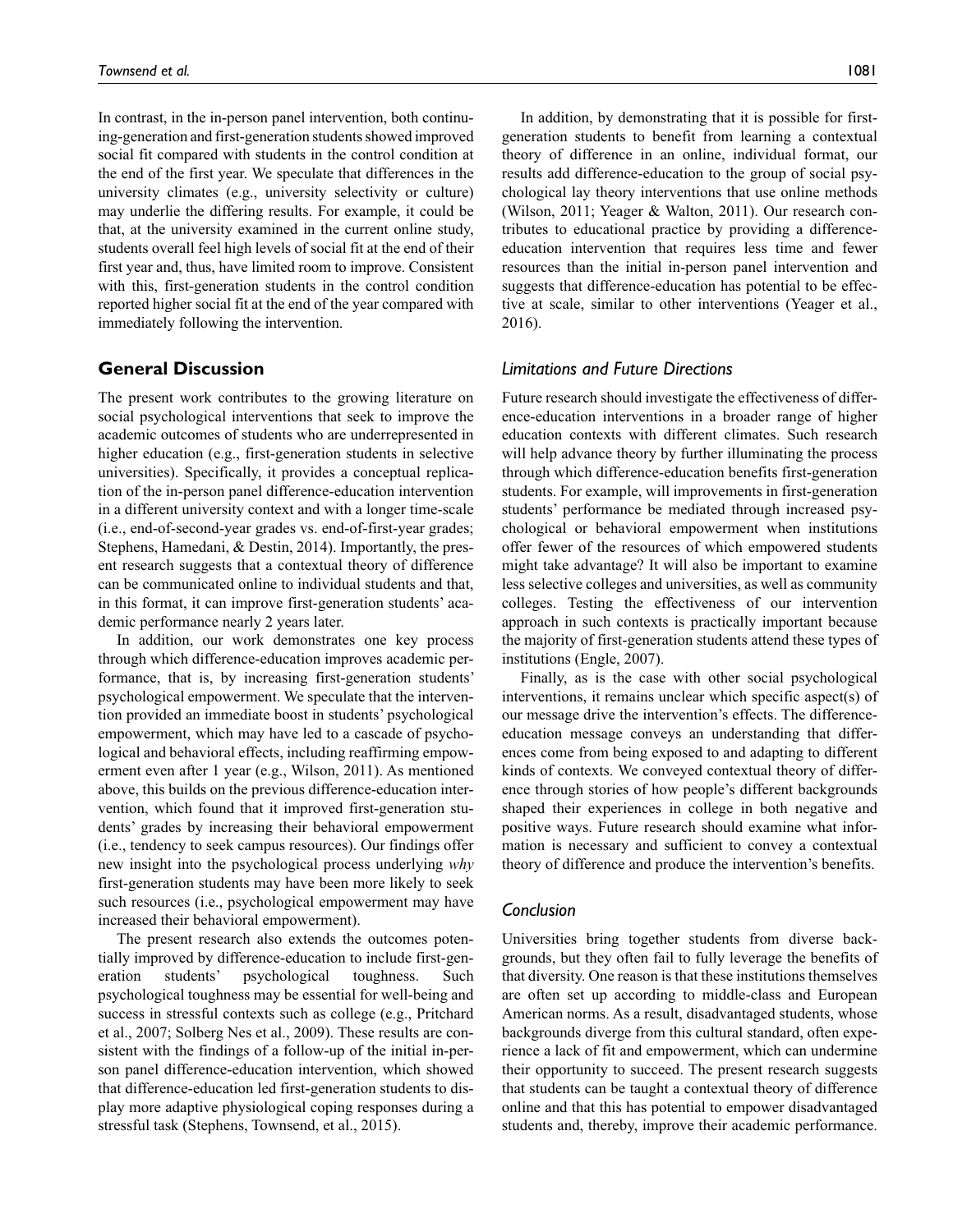In contrast, in the in-person panel intervention, both continuing-generation and first-generation students showed improved social fit compared with students in the control condition at the end of the first year. We speculate that differences in the university climates (e.g., university selectivity or culture) may underlie the differing results. For example, it could be that, at the university examined in the current online study, students overall feel high levels of social fit at the end of their first year and, thus, have limited room to improve. Consistent with this, first-generation students in the control condition reported higher social fit at the end of the year compared with immediately following the intervention.

## General Discussion

The present work contributes to the growing literature on social psychological interventions that seek to improve the academic outcomes of students who are underrepresented in higher education (e.g., first-generation students in selective universities). Specifically, it provides a conceptual replication of the in-person panel difference-education intervention in a different university context and with a longer time-scale (i.e., end-of-second-year grades vs. end-of-first-year grades; Stephens, Hamedani, & Destin, 2014). Importantly, the present research suggests that a contextual theory of difference can be communicated online to individual students and that, in this format, it can improve first-generation students' academic performance nearly 2 years later.

In addition, our work demonstrates one key process through which difference-education improves academic performance, that is, by increasing first-generation students' psychological empowerment. We speculate that the intervention provided an immediate boost in students' psychological empowerment, which may have led to a cascade of psychological and behavioral effects, including reaffirming empowerment even after 1 year (e.g., Wilson, 2011). As mentioned above, this builds on the previous difference-education intervention, which found that it improved first-generation students' grades by increasing their behavioral empowerment (i.e., tendency to seek campus resources). Our findings offer new insight into the psychological process underlying *why* first-generation students may have been more likely to seek such resources (i.e., psychological empowerment may have increased their behavioral empowerment).

The present research also extends the outcomes potentially improved by difference-education to include first-generation students' psychological toughness. Such psychological toughness may be essential for well-being and success in stressful contexts such as college (e.g., Pritchard et al., 2007; Solberg Nes et al., 2009). These results are consistent with the findings of a follow-up of the initial in-person panel difference-education intervention, which showed that difference-education led first-generation students to display more adaptive physiological coping responses during a stressful task (Stephens, Townsend, et al., 2015).

In addition, by demonstrating that it is possible for first-generation students to benefit from learning a contextual theory of difference in an online, individual format, our results add difference-education to the group of social psychological lay theory interventions that use online methods (Wilson, 2011; Yeager & Walton, 2011). Our research contributes to educational practice by providing a difference-education intervention that requires less time and fewer resources than the initial in-person panel intervention and suggests that difference-education has potential to be effective at scale, similar to other interventions (Yeager et al., 2016).

### Limitations and Future Directions

Future research should investigate the effectiveness of difference-education interventions in a broader range of higher education contexts with different climates. Such research will help advance theory by further illuminating the process through which difference-education benefits first-generation students. For example, will improvements in first-generation students' performance be mediated through increased psychological or behavioral empowerment when institutions offer fewer of the resources of which empowered students might take advantage? It will also be important to examine less selective colleges and universities, as well as community colleges. Testing the effectiveness of our intervention approach in such contexts is practically important because the majority of first-generation students attend these types of institutions (Engle, 2007).

Finally, as is the case with other social psychological interventions, it remains unclear which specific aspect(s) of our message drive the intervention's effects. The difference-education message conveys an understanding that differences come from being exposed to and adapting to different kinds of contexts. We conveyed contextual theory of difference through stories of how people's different backgrounds shaped their experiences in college in both negative and positive ways. Future research should examine what information is necessary and sufficient to convey a contextual theory of difference and produce the intervention's benefits.

### Conclusion

Universities bring together students from diverse backgrounds, but they often fail to fully leverage the benefits of that diversity. One reason is that these institutions themselves are often set up according to middle-class and European American norms. As a result, disadvantaged students, whose backgrounds diverge from this cultural standard, often experience a lack of fit and empowerment, which can undermine their opportunity to succeed. The present research suggests that students can be taught a contextual theory of difference online and that this has potential to empower disadvantaged students and, thereby, improve their academic performance.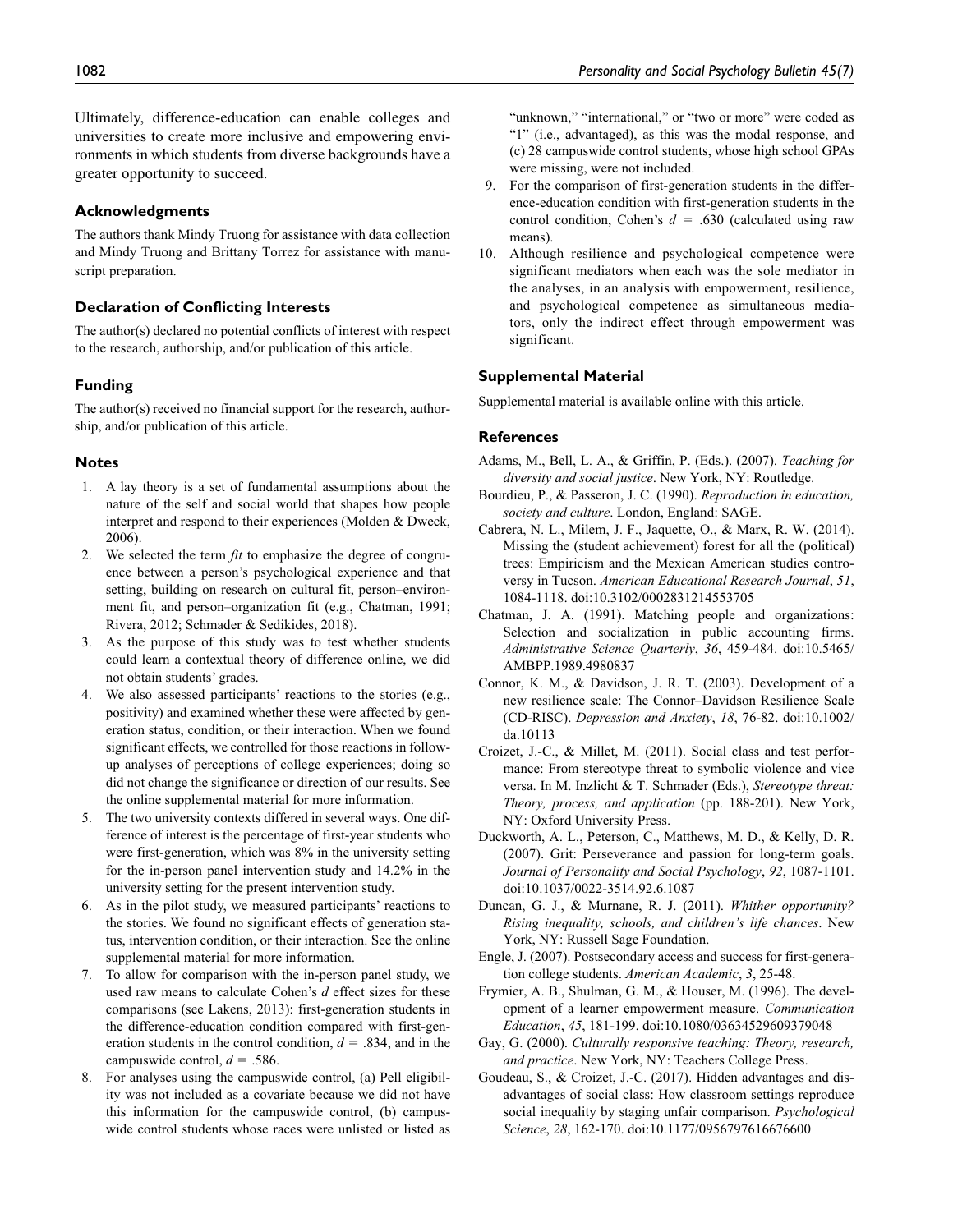Ultimately, difference-education can enable colleges and universities to create more inclusive and empowering environments in which students from diverse backgrounds have a greater opportunity to succeed.

## Acknowledgments

The authors thank Mindy Truong for assistance with data collection and Mindy Truong and Brittany Torrez for assistance with manuscript preparation.

## Declaration of Conflicting Interests

The author(s) declared no potential conflicts of interest with respect to the research, authorship, and/or publication of this article.

## Funding

The author(s) received no financial support for the research, authorship, and/or publication of this article.

## Notes

1. A lay theory is a set of fundamental assumptions about the nature of the self and social world that shapes how people interpret and respond to their experiences (Molden & Dweck, 2006).
2. We selected the term *fit* to emphasize the degree of congruence between a person's psychological experience and that setting, building on research on cultural fit, person–environment fit, and person–organization fit (e.g., Chatman, 1991; Rivera, 2012; Schmader & Sedikides, 2018).
3. As the purpose of this study was to test whether students could learn a contextual theory of difference online, we did not obtain students' grades.
4. We also assessed participants' reactions to the stories (e.g., positivity) and examined whether these were affected by generation status, condition, or their interaction. When we found significant effects, we controlled for those reactions in follow-up analyses of perceptions of college experiences; doing so did not change the significance or direction of our results. See the online supplemental material for more information.
5. The two university contexts differed in several ways. One difference of interest is the percentage of first-year students who were first-generation, which was 8% in the university setting for the in-person panel intervention study and 14.2% in the university setting for the present intervention study.
6. As in the pilot study, we measured participants' reactions to the stories. We found no significant effects of generation status, intervention condition, or their interaction. See the online supplemental material for more information.
7. To allow for comparison with the in-person panel study, we used raw means to calculate Cohen's $d$ effect sizes for these comparisons (see Lakens, 2013): first-generation students in the difference-education condition compared with first-generation students in the control condition, $d = .834$, and in the campuswide control, $d = .586$.
8. For analyses using the campuswide control, (a) Pell eligibility was not included as a covariate because we did not have this information for the campuswide control, (b) campuswide control students whose races were unlisted or listed as "unknown," "international," or "two or more" were coded as "1" (i.e., advantaged), as this was the modal response, and (c) 28 campuswide control students, whose high school GPAs were missing, were not included.
9. For the comparison of first-generation students in the difference-education condition with first-generation students in the control condition, Cohen's $d = .630$ (calculated using raw means).
10. Although resilience and psychological competence were significant mediators when each was the sole mediator in the analyses, in an analysis with empowerment, resilience, and psychological competence as simultaneous mediators, only the indirect effect through empowerment was significant.

## Supplemental Material

Supplemental material is available online with this article.

## References

Adams, M., Bell, L. A., & Griffin, P. (Eds.). (2007). *Teaching for diversity and social justice*. New York, NY: Routledge.

Bourdieu, P., & Passeron, J. C. (1990). *Reproduction in education, society and culture*. London, England: SAGE.

Cabrera, N. L., Milem, J. F., Jaquette, O., & Marx, R. W. (2014). Missing the (student achievement) forest for all the (political) trees: Empiricism and the Mexican American studies controversy in Tucson. *American Educational Research Journal*, *51*, 1084-1118. doi:10.3102/0002831214553705

Chatman, J. A. (1991). Matching people and organizations: Selection and socialization in public accounting firms. *Administrative Science Quarterly*, *36*, 459-484. doi:10.5465/AMBPP.1989.4980837

Connor, K. M., & Davidson, J. R. T. (2003). Development of a new resilience scale: The Connor–Davidson Resilience Scale (CD-RISC). *Depression and Anxiety*, *18*, 76-82. doi:10.1002/da.10113

Croizet, J.-C., & Millet, M. (2011). Social class and test performance: From stereotype threat to symbolic violence and vice versa. In M. Inzlicht & T. Schmader (Eds.), *Stereotype threat: Theory, process, and application* (pp. 188-201). New York, NY: Oxford University Press.

Duckworth, A. L., Peterson, C., Matthews, M. D., & Kelly, D. R. (2007). Grit: Perseverance and passion for long-term goals. *Journal of Personality and Social Psychology*, *92*, 1087-1101. doi:10.1037/0022-3514.92.6.1087

Duncan, G. J., & Murnane, R. J. (2011). *Whither opportunity? Rising inequality, schools, and children's life chances*. New York, NY: Russell Sage Foundation.

Engle, J. (2007). Postsecondary access and success for first-generation college students. *American Academic*, *3*, 25-48.

Frymier, A. B., Shulman, G. M., & Houser, M. (1996). The development of a learner empowerment measure. *Communication Education*, *45*, 181-199. doi:10.1080/03634529609379048

Gay, G. (2000). *Culturally responsive teaching: Theory, research, and practice*. New York, NY: Teachers College Press.

Goudeau, S., & Croizet, J.-C. (2017). Hidden advantages and disadvantages of social class: How classroom settings reproduce social inequality by staging unfair comparison. *Psychological Science*, *28*, 162-170. doi:10.1177/0956797616676600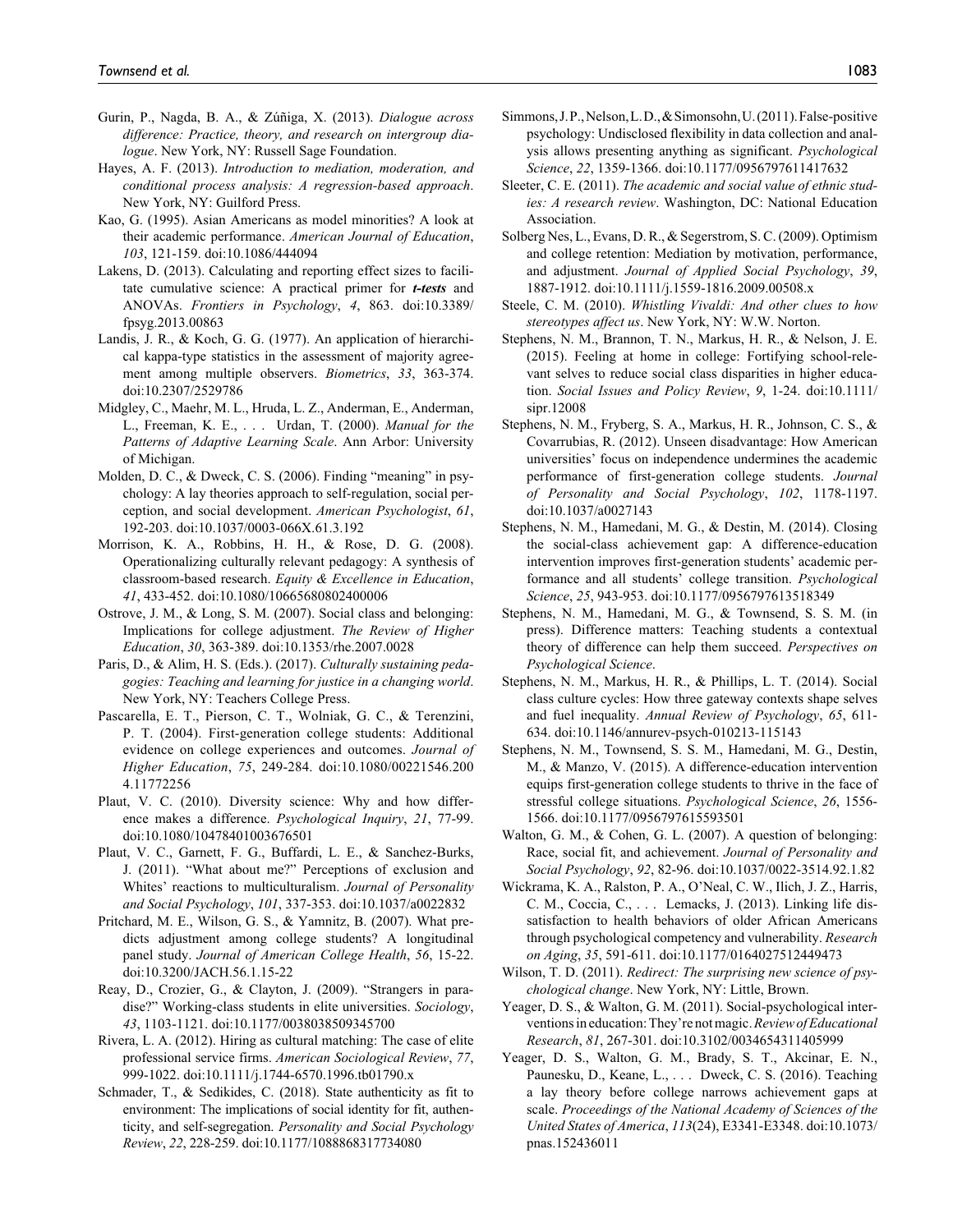Gurin, P., Nagda, B. A., & Zúñiga, X. (2013). *Dialogue across difference: Practice, theory, and research on intergroup dialogue*. New York, NY: Russell Sage Foundation.

Hayes, A. F. (2013). *Introduction to mediation, moderation, and conditional process analysis: A regression-based approach*. New York, NY: Guilford Press.

Kao, G. (1995). Asian Americans as model minorities? A look at their academic performance. *American Journal of Education*, *103*, 121-159. doi:10.1086/444094

Lakens, D. (2013). Calculating and reporting effect sizes to facilitate cumulative science: A practical primer for ***t-tests*** and ANOVAs. *Frontiers in Psychology*, *4*, 863. doi:10.3389/fpsyg.2013.00863

Landis, J. R., & Koch, G. G. (1977). An application of hierarchical kappa-type statistics in the assessment of majority agreement among multiple observers. *Biometrics*, *33*, 363-374. doi:10.2307/2529786

Midgley, C., Maehr, M. L., Hruda, L. Z., Anderman, E., Anderman, L., Freeman, K. E., . . . Urdan, T. (2000). *Manual for the Patterns of Adaptive Learning Scale*. Ann Arbor: University of Michigan.

Molden, D. C., & Dweck, C. S. (2006). Finding "meaning" in psychology: A lay theories approach to self-regulation, social perception, and social development. *American Psychologist*, *61*, 192-203. doi:10.1037/0003-066X.61.3.192

Morrison, K. A., Robbins, H. H., & Rose, D. G. (2008). Operationalizing culturally relevant pedagogy: A synthesis of classroom-based research. *Equity & Excellence in Education*, *41*, 433-452. doi:10.1080/10665680802400006

Ostrove, J. M., & Long, S. M. (2007). Social class and belonging: Implications for college adjustment. *The Review of Higher Education*, *30*, 363-389. doi:10.1353/rhe.2007.0028

Paris, D., & Alim, H. S. (Eds.). (2017). *Culturally sustaining pedagogies: Teaching and learning for justice in a changing world*. New York, NY: Teachers College Press.

Pascarella, E. T., Pierson, C. T., Wolniak, G. C., & Terenzini, P. T. (2004). First-generation college students: Additional evidence on college experiences and outcomes. *Journal of Higher Education*, *75*, 249-284. doi:10.1080/00221546.2004.11772256

Plaut, V. C. (2010). Diversity science: Why and how difference makes a difference. *Psychological Inquiry*, *21*, 77-99. doi:10.1080/10478401003676501

Plaut, V. C., Garnett, F. G., Buffardi, L. E., & Sanchez-Burks, J. (2011). "What about me?" Perceptions of exclusion and Whites' reactions to multiculturalism. *Journal of Personality and Social Psychology*, *101*, 337-353. doi:10.1037/a0022832

Pritchard, M. E., Wilson, G. S., & Yamnitz, B. (2007). What predicts adjustment among college students? A longitudinal panel study. *Journal of American College Health*, *56*, 15-22. doi:10.3200/JACH.56.1.15-22

Reay, D., Crozier, G., & Clayton, J. (2009). "Strangers in paradise?" Working-class students in elite universities. *Sociology*, *43*, 1103-1121. doi:10.1177/0038038509345700

Rivera, L. A. (2012). Hiring as cultural matching: The case of elite professional service firms. *American Sociological Review*, *77*, 999-1022. doi:10.1111/j.1744-6570.1996.tb01790.x

Schmader, T., & Sedikides, C. (2018). State authenticity as fit to environment: The implications of social identity for fit, authenticity, and self-segregation. *Personality and Social Psychology Review*, *22*, 228-259. doi:10.1177/1088868317734080

Simmons, J. P., Nelson, L. D., & Simonsohn, U. (2011). False-positive psychology: Undisclosed flexibility in data collection and analysis allows presenting anything as significant. *Psychological Science*, *22*, 1359-1366. doi:10.1177/0956797611417632

Sleeter, C. E. (2011). *The academic and social value of ethnic studies: A research review*. Washington, DC: National Education Association.

Solberg Nes, L., Evans, D. R., & Segerstrom, S. C. (2009). Optimism and college retention: Mediation by motivation, performance, and adjustment. *Journal of Applied Social Psychology*, *39*, 1887-1912. doi:10.1111/j.1559-1816.2009.00508.x

Steele, C. M. (2010). *Whistling Vivaldi: And other clues to how stereotypes affect us*. New York, NY: W.W. Norton.

Stephens, N. M., Brannon, T. N., Markus, H. R., & Nelson, J. E. (2015). Feeling at home in college: Fortifying school-relevant selves to reduce social class disparities in higher education. *Social Issues and Policy Review*, *9*, 1-24. doi:10.1111/sipr.12008

Stephens, N. M., Fryberg, S. A., Markus, H. R., Johnson, C. S., & Covarrubias, R. (2012). Unseen disadvantage: How American universities' focus on independence undermines the academic performance of first-generation college students. *Journal of Personality and Social Psychology*, *102*, 1178-1197. doi:10.1037/a0027143

Stephens, N. M., Hamedani, M. G., & Destin, M. (2014). Closing the social-class achievement gap: A difference-education intervention improves first-generation students' academic performance and all students' college transition. *Psychological Science*, *25*, 943-953. doi:10.1177/0956797613518349

Stephens, N. M., Hamedani, M. G., & Townsend, S. S. M. (in press). Difference matters: Teaching students a contextual theory of difference can help them succeed. *Perspectives on Psychological Science*.

Stephens, N. M., Markus, H. R., & Phillips, L. T. (2014). Social class culture cycles: How three gateway contexts shape selves and fuel inequality. *Annual Review of Psychology*, *65*, 611-634. doi:10.1146/annurev-psych-010213-115143

Stephens, N. M., Townsend, S. S. M., Hamedani, M. G., Destin, M., & Manzo, V. (2015). A difference-education intervention equips first-generation college students to thrive in the face of stressful college situations. *Psychological Science*, *26*, 1556-1566. doi:10.1177/0956797615593501

Walton, G. M., & Cohen, G. L. (2007). A question of belonging: Race, social fit, and achievement. *Journal of Personality and Social Psychology*, *92*, 82-96. doi:10.1037/0022-3514.92.1.82

Wickrama, K. A., Ralston, P. A., O'Neal, C. W., Ilich, J. Z., Harris, C. M., Coccia, C., . . . Lemacks, J. (2013). Linking life dissatisfaction to health behaviors of older African Americans through psychological competency and vulnerability. *Research on Aging*, *35*, 591-611. doi:10.1177/0164027512449473

Wilson, T. D. (2011). *Redirect: The surprising new science of psychological change*. New York, NY: Little, Brown.

Yeager, D. S., & Walton, G. M. (2011). Social-psychological interventions in education: They're not magic. *Review of Educational Research*, *81*, 267-301. doi:10.3102/0034654311405999

Yeager, D. S., Walton, G. M., Brady, S. T., Akcinar, E. N., Paunesku, D., Keane, L., . . . Dweck, C. S. (2016). Teaching a lay theory before college narrows achievement gaps at scale. *Proceedings of the National Academy of Sciences of the United States of America*, *113*(24), E3341-E3348. doi:10.1073/pnas.152436011